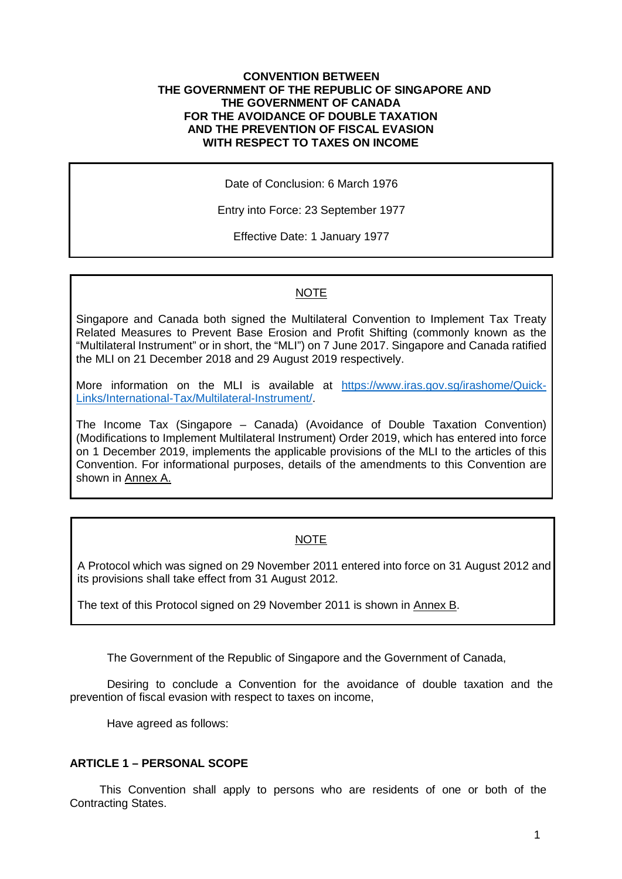**CONVENTION BETWEEN**
**THE GOVERNMENT OF THE REPUBLIC OF SINGAPORE AND**
**THE GOVERNMENT OF CANADA**
**FOR THE AVOIDANCE OF DOUBLE TAXATION**
**AND THE PREVENTION OF FISCAL EVASION**
**WITH RESPECT TO TAXES ON INCOME**

Date of Conclusion: 6 March 1976

Entry into Force: 23 September 1977

Effective Date: 1 January 1977

NOTE

Singapore and Canada both signed the Multilateral Convention to Implement Tax Treaty Related Measures to Prevent Base Erosion and Profit Shifting (commonly known as the "Multilateral Instrument" or in short, the "MLI") on 7 June 2017. Singapore and Canada ratified the MLI on 21 December 2018 and 29 August 2019 respectively.

More information on the MLI is available at https://www.iras.gov.sg/irashome/Quick-Links/International-Tax/Multilateral-Instrument/.

The Income Tax (Singapore – Canada) (Avoidance of Double Taxation Convention) (Modifications to Implement Multilateral Instrument) Order 2019, which has entered into force on 1 December 2019, implements the applicable provisions of the MLI to the articles of this Convention. For informational purposes, details of the amendments to this Convention are shown in Annex A.

NOTE

A Protocol which was signed on 29 November 2011 entered into force on 31 August 2012 and its provisions shall take effect from 31 August 2012.

The text of this Protocol signed on 29 November 2011 is shown in Annex B.

The Government of the Republic of Singapore and the Government of Canada,

Desiring to conclude a Convention for the avoidance of double taxation and the prevention of fiscal evasion with respect to taxes on income,

Have agreed as follows:

## ARTICLE 1 – PERSONAL SCOPE

This Convention shall apply to persons who are residents of one or both of the Contracting States.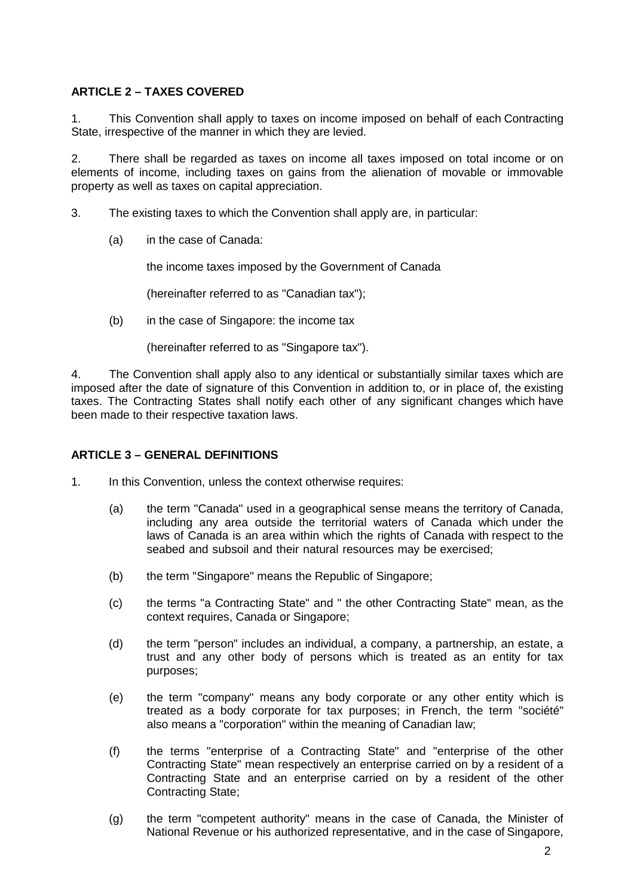## ARTICLE 2 – TAXES COVERED

1. This Convention shall apply to taxes on income imposed on behalf of each Contracting State, irrespective of the manner in which they are levied.

2. There shall be regarded as taxes on income all taxes imposed on total income or on elements of income, including taxes on gains from the alienation of movable or immovable property as well as taxes on capital appreciation.

3. The existing taxes to which the Convention shall apply are, in particular:

   (a) in the case of Canada:

      the income taxes imposed by the Government of Canada

      (hereinafter referred to as "Canadian tax");

   (b) in the case of Singapore: the income tax

      (hereinafter referred to as "Singapore tax").

4. The Convention shall apply also to any identical or substantially similar taxes which are imposed after the date of signature of this Convention in addition to, or in place of, the existing taxes. The Contracting States shall notify each other of any significant changes which have been made to their respective taxation laws.

## ARTICLE 3 – GENERAL DEFINITIONS

1. In this Convention, unless the context otherwise requires:

   (a) the term "Canada" used in a geographical sense means the territory of Canada, including any area outside the territorial waters of Canada which under the laws of Canada is an area within which the rights of Canada with respect to the seabed and subsoil and their natural resources may be exercised;

   (b) the term "Singapore" means the Republic of Singapore;

   (c) the terms "a Contracting State" and " the other Contracting State" mean, as the context requires, Canada or Singapore;

   (d) the term "person" includes an individual, a company, a partnership, an estate, a trust and any other body of persons which is treated as an entity for tax purposes;

   (e) the term "company" means any body corporate or any other entity which is treated as a body corporate for tax purposes; in French, the term "société" also means a "corporation" within the meaning of Canadian law;

   (f) the terms "enterprise of a Contracting State" and "enterprise of the other Contracting State" mean respectively an enterprise carried on by a resident of a Contracting State and an enterprise carried on by a resident of the other Contracting State;

   (g) the term "competent authority" means in the case of Canada, the Minister of National Revenue or his authorized representative, and in the case of Singapore,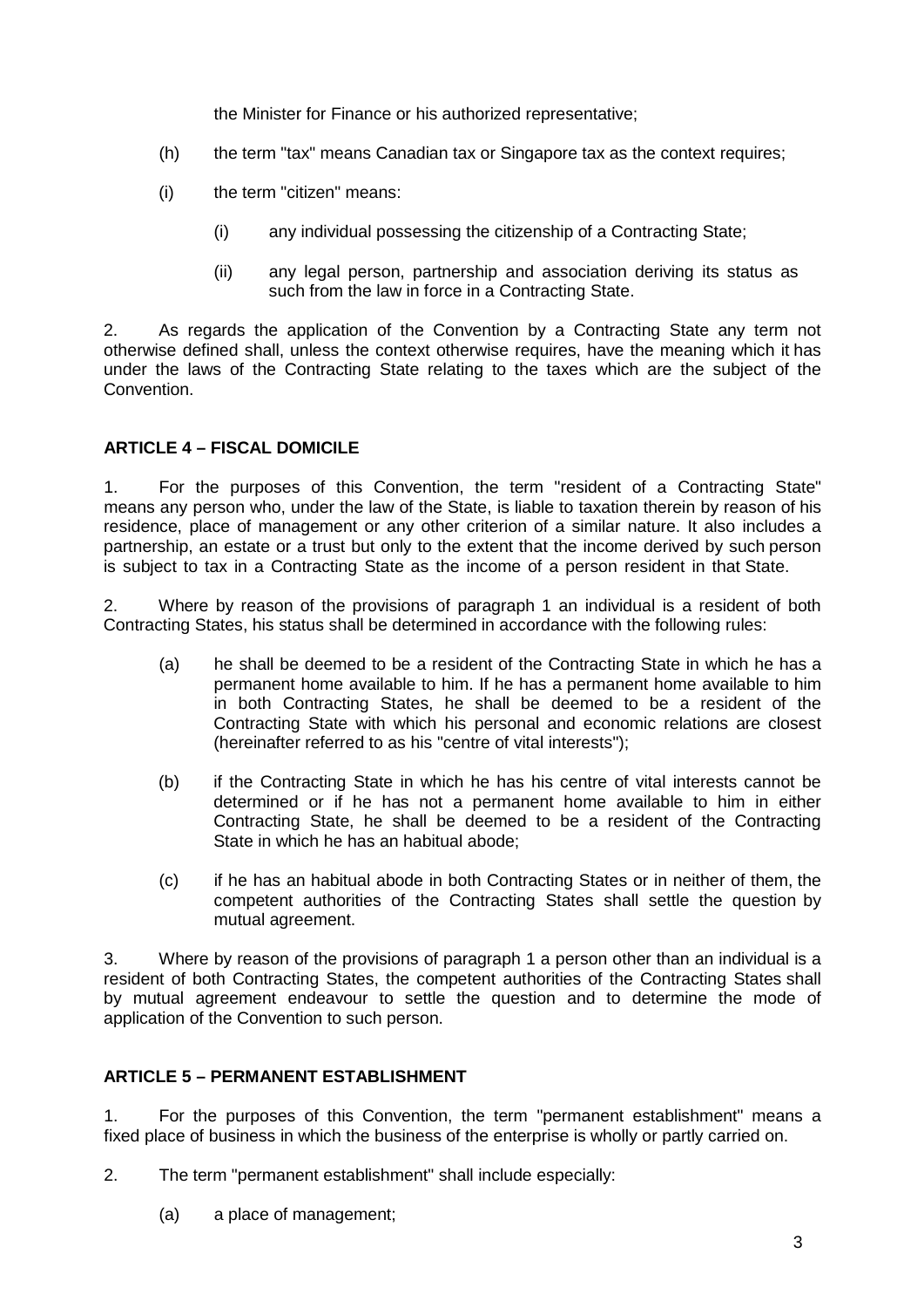the Minister for Finance or his authorized representative;

(h) the term "tax" means Canadian tax or Singapore tax as the context requires;

(i) the term "citizen" means:

  (i) any individual possessing the citizenship of a Contracting State;

  (ii) any legal person, partnership and association deriving its status as such from the law in force in a Contracting State.

2. As regards the application of the Convention by a Contracting State any term not otherwise defined shall, unless the context otherwise requires, have the meaning which it has under the laws of the Contracting State relating to the taxes which are the subject of the Convention.

## ARTICLE 4 – FISCAL DOMICILE

1. For the purposes of this Convention, the term "resident of a Contracting State" means any person who, under the law of the State, is liable to taxation therein by reason of his residence, place of management or any other criterion of a similar nature. It also includes a partnership, an estate or a trust but only to the extent that the income derived by such person is subject to tax in a Contracting State as the income of a person resident in that State.

2. Where by reason of the provisions of paragraph 1 an individual is a resident of both Contracting States, his status shall be determined in accordance with the following rules:

(a) he shall be deemed to be a resident of the Contracting State in which he has a permanent home available to him. If he has a permanent home available to him in both Contracting States, he shall be deemed to be a resident of the Contracting State with which his personal and economic relations are closest (hereinafter referred to as his "centre of vital interests");

(b) if the Contracting State in which he has his centre of vital interests cannot be determined or if he has not a permanent home available to him in either Contracting State, he shall be deemed to be a resident of the Contracting State in which he has an habitual abode;

(c) if he has an habitual abode in both Contracting States or in neither of them, the competent authorities of the Contracting States shall settle the question by mutual agreement.

3. Where by reason of the provisions of paragraph 1 a person other than an individual is a resident of both Contracting States, the competent authorities of the Contracting States shall by mutual agreement endeavour to settle the question and to determine the mode of application of the Convention to such person.

## ARTICLE 5 – PERMANENT ESTABLISHMENT

1. For the purposes of this Convention, the term "permanent establishment" means a fixed place of business in which the business of the enterprise is wholly or partly carried on.

2. The term "permanent establishment" shall include especially:

(a) a place of management;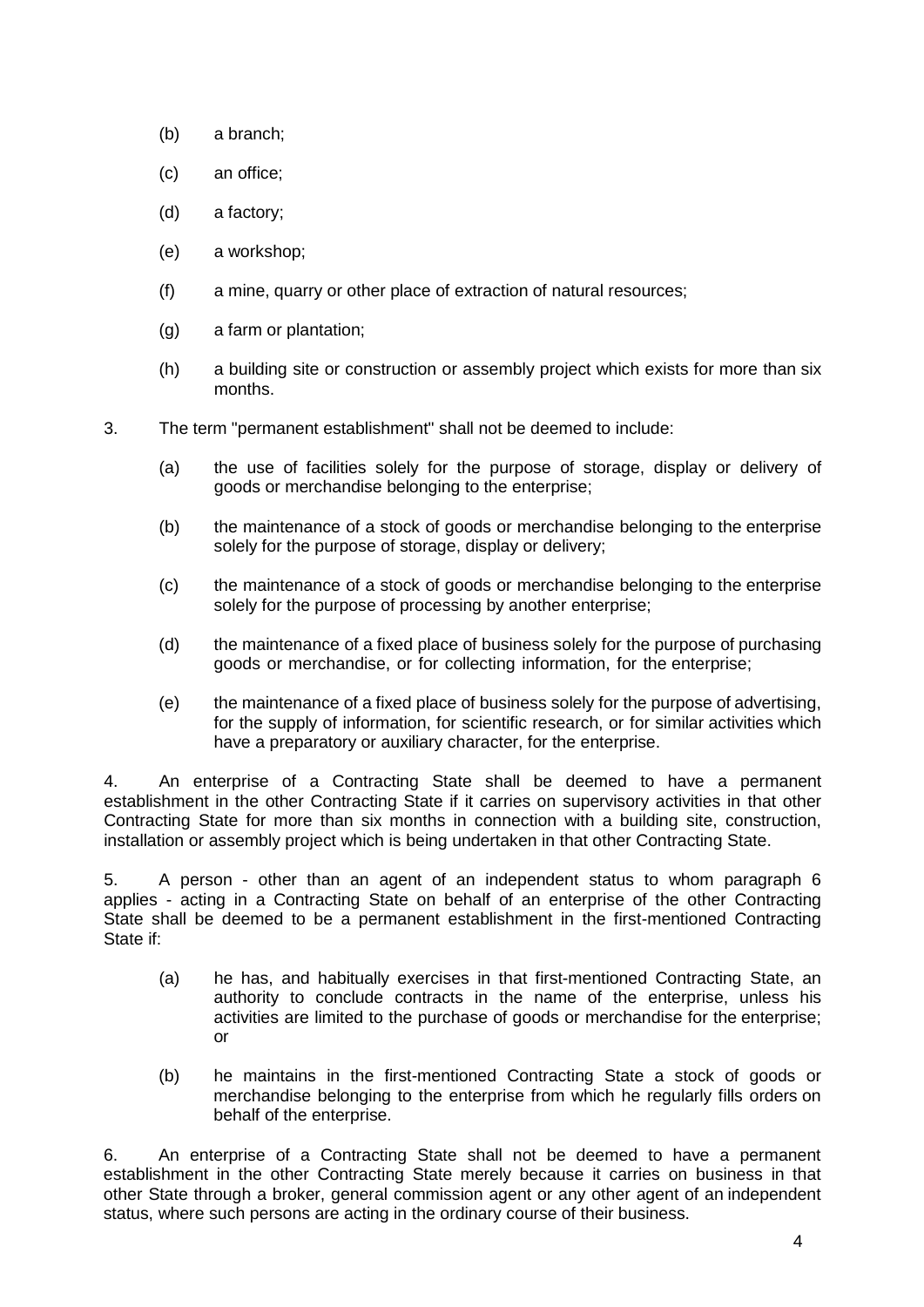(b) a branch;

(c) an office;

(d) a factory;

(e) a workshop;

(f) a mine, quarry or other place of extraction of natural resources;

(g) a farm or plantation;

(h) a building site or construction or assembly project which exists for more than six months.

3. The term "permanent establishment" shall not be deemed to include:

(a) the use of facilities solely for the purpose of storage, display or delivery of goods or merchandise belonging to the enterprise;

(b) the maintenance of a stock of goods or merchandise belonging to the enterprise solely for the purpose of storage, display or delivery;

(c) the maintenance of a stock of goods or merchandise belonging to the enterprise solely for the purpose of processing by another enterprise;

(d) the maintenance of a fixed place of business solely for the purpose of purchasing goods or merchandise, or for collecting information, for the enterprise;

(e) the maintenance of a fixed place of business solely for the purpose of advertising, for the supply of information, for scientific research, or for similar activities which have a preparatory or auxiliary character, for the enterprise.

4. An enterprise of a Contracting State shall be deemed to have a permanent establishment in the other Contracting State if it carries on supervisory activities in that other Contracting State for more than six months in connection with a building site, construction, installation or assembly project which is being undertaken in that other Contracting State.

5. A person - other than an agent of an independent status to whom paragraph 6 applies - acting in a Contracting State on behalf of an enterprise of the other Contracting State shall be deemed to be a permanent establishment in the first-mentioned Contracting State if:

(a) he has, and habitually exercises in that first-mentioned Contracting State, an authority to conclude contracts in the name of the enterprise, unless his activities are limited to the purchase of goods or merchandise for the enterprise; or

(b) he maintains in the first-mentioned Contracting State a stock of goods or merchandise belonging to the enterprise from which he regularly fills orders on behalf of the enterprise.

6. An enterprise of a Contracting State shall not be deemed to have a permanent establishment in the other Contracting State merely because it carries on business in that other State through a broker, general commission agent or any other agent of an independent status, where such persons are acting in the ordinary course of their business.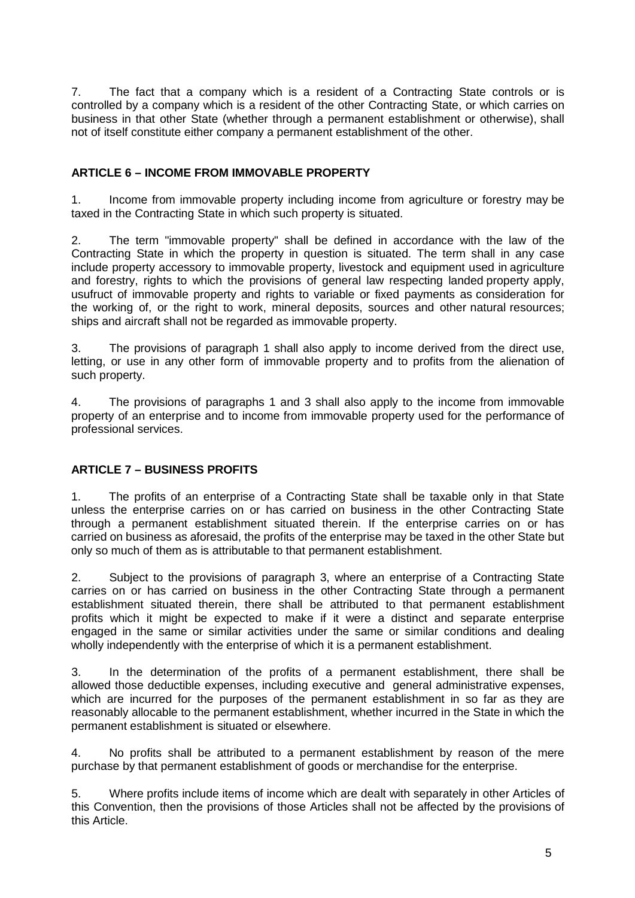7. The fact that a company which is a resident of a Contracting State controls or is controlled by a company which is a resident of the other Contracting State, or which carries on business in that other State (whether through a permanent establishment or otherwise), shall not of itself constitute either company a permanent establishment of the other.

## ARTICLE 6 – INCOME FROM IMMOVABLE PROPERTY

1. Income from immovable property including income from agriculture or forestry may be taxed in the Contracting State in which such property is situated.

2. The term "immovable property" shall be defined in accordance with the law of the Contracting State in which the property in question is situated. The term shall in any case include property accessory to immovable property, livestock and equipment used in agriculture and forestry, rights to which the provisions of general law respecting landed property apply, usufruct of immovable property and rights to variable or fixed payments as consideration for the working of, or the right to work, mineral deposits, sources and other natural resources; ships and aircraft shall not be regarded as immovable property.

3. The provisions of paragraph 1 shall also apply to income derived from the direct use, letting, or use in any other form of immovable property and to profits from the alienation of such property.

4. The provisions of paragraphs 1 and 3 shall also apply to the income from immovable property of an enterprise and to income from immovable property used for the performance of professional services.

## ARTICLE 7 – BUSINESS PROFITS

1. The profits of an enterprise of a Contracting State shall be taxable only in that State unless the enterprise carries on or has carried on business in the other Contracting State through a permanent establishment situated therein. If the enterprise carries on or has carried on business as aforesaid, the profits of the enterprise may be taxed in the other State but only so much of them as is attributable to that permanent establishment.

2. Subject to the provisions of paragraph 3, where an enterprise of a Contracting State carries on or has carried on business in the other Contracting State through a permanent establishment situated therein, there shall be attributed to that permanent establishment profits which it might be expected to make if it were a distinct and separate enterprise engaged in the same or similar activities under the same or similar conditions and dealing wholly independently with the enterprise of which it is a permanent establishment.

3. In the determination of the profits of a permanent establishment, there shall be allowed those deductible expenses, including executive and general administrative expenses, which are incurred for the purposes of the permanent establishment in so far as they are reasonably allocable to the permanent establishment, whether incurred in the State in which the permanent establishment is situated or elsewhere.

4. No profits shall be attributed to a permanent establishment by reason of the mere purchase by that permanent establishment of goods or merchandise for the enterprise.

5. Where profits include items of income which are dealt with separately in other Articles of this Convention, then the provisions of those Articles shall not be affected by the provisions of this Article.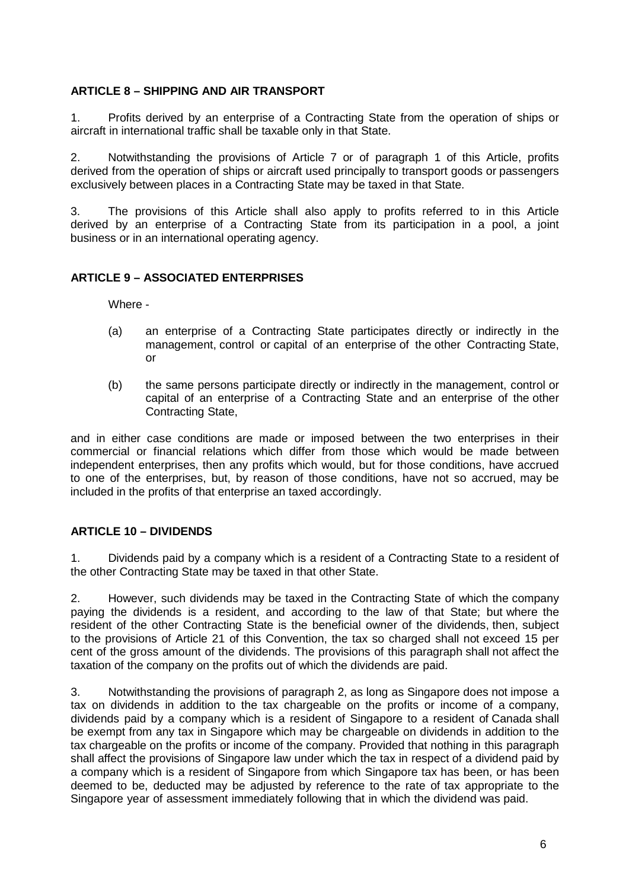**ARTICLE 8 – SHIPPING AND AIR TRANSPORT**

1. Profits derived by an enterprise of a Contracting State from the operation of ships or aircraft in international traffic shall be taxable only in that State.

2. Notwithstanding the provisions of Article 7 or of paragraph 1 of this Article, profits derived from the operation of ships or aircraft used principally to transport goods or passengers exclusively between places in a Contracting State may be taxed in that State.

3. The provisions of this Article shall also apply to profits referred to in this Article derived by an enterprise of a Contracting State from its participation in a pool, a joint business or in an international operating agency.

**ARTICLE 9 – ASSOCIATED ENTERPRISES**

Where -

(a) an enterprise of a Contracting State participates directly or indirectly in the management, control or capital of an enterprise of the other Contracting State, or

(b) the same persons participate directly or indirectly in the management, control or capital of an enterprise of a Contracting State and an enterprise of the other Contracting State,

and in either case conditions are made or imposed between the two enterprises in their commercial or financial relations which differ from those which would be made between independent enterprises, then any profits which would, but for those conditions, have accrued to one of the enterprises, but, by reason of those conditions, have not so accrued, may be included in the profits of that enterprise an taxed accordingly.

**ARTICLE 10 – DIVIDENDS**

1. Dividends paid by a company which is a resident of a Contracting State to a resident of the other Contracting State may be taxed in that other State.

2. However, such dividends may be taxed in the Contracting State of which the company paying the dividends is a resident, and according to the law of that State; but where the resident of the other Contracting State is the beneficial owner of the dividends, then, subject to the provisions of Article 21 of this Convention, the tax so charged shall not exceed 15 per cent of the gross amount of the dividends. The provisions of this paragraph shall not affect the taxation of the company on the profits out of which the dividends are paid.

3. Notwithstanding the provisions of paragraph 2, as long as Singapore does not impose a tax on dividends in addition to the tax chargeable on the profits or income of a company, dividends paid by a company which is a resident of Singapore to a resident of Canada shall be exempt from any tax in Singapore which may be chargeable on dividends in addition to the tax chargeable on the profits or income of the company. Provided that nothing in this paragraph shall affect the provisions of Singapore law under which the tax in respect of a dividend paid by a company which is a resident of Singapore from which Singapore tax has been, or has been deemed to be, deducted may be adjusted by reference to the rate of tax appropriate to the Singapore year of assessment immediately following that in which the dividend was paid.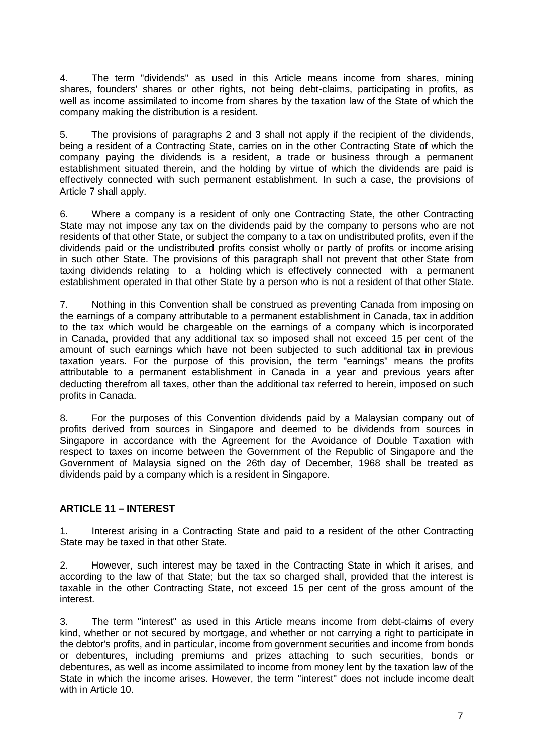4. The term "dividends" as used in this Article means income from shares, mining shares, founders' shares or other rights, not being debt-claims, participating in profits, as well as income assimilated to income from shares by the taxation law of the State of which the company making the distribution is a resident.

5. The provisions of paragraphs 2 and 3 shall not apply if the recipient of the dividends, being a resident of a Contracting State, carries on in the other Contracting State of which the company paying the dividends is a resident, a trade or business through a permanent establishment situated therein, and the holding by virtue of which the dividends are paid is effectively connected with such permanent establishment. In such a case, the provisions of Article 7 shall apply.

6. Where a company is a resident of only one Contracting State, the other Contracting State may not impose any tax on the dividends paid by the company to persons who are not residents of that other State, or subject the company to a tax on undistributed profits, even if the dividends paid or the undistributed profits consist wholly or partly of profits or income arising in such other State. The provisions of this paragraph shall not prevent that other State from taxing dividends relating to a holding which is effectively connected with a permanent establishment operated in that other State by a person who is not a resident of that other State.

7. Nothing in this Convention shall be construed as preventing Canada from imposing on the earnings of a company attributable to a permanent establishment in Canada, tax in addition to the tax which would be chargeable on the earnings of a company which is incorporated in Canada, provided that any additional tax so imposed shall not exceed 15 per cent of the amount of such earnings which have not been subjected to such additional tax in previous taxation years. For the purpose of this provision, the term "earnings" means the profits attributable to a permanent establishment in Canada in a year and previous years after deducting therefrom all taxes, other than the additional tax referred to herein, imposed on such profits in Canada.

8. For the purposes of this Convention dividends paid by a Malaysian company out of profits derived from sources in Singapore and deemed to be dividends from sources in Singapore in accordance with the Agreement for the Avoidance of Double Taxation with respect to taxes on income between the Government of the Republic of Singapore and the Government of Malaysia signed on the 26th day of December, 1968 shall be treated as dividends paid by a company which is a resident in Singapore.

## ARTICLE 11 – INTEREST

1. Interest arising in a Contracting State and paid to a resident of the other Contracting State may be taxed in that other State.

2. However, such interest may be taxed in the Contracting State in which it arises, and according to the law of that State; but the tax so charged shall, provided that the interest is taxable in the other Contracting State, not exceed 15 per cent of the gross amount of the interest.

3. The term "interest" as used in this Article means income from debt-claims of every kind, whether or not secured by mortgage, and whether or not carrying a right to participate in the debtor's profits, and in particular, income from government securities and income from bonds or debentures, including premiums and prizes attaching to such securities, bonds or debentures, as well as income assimilated to income from money lent by the taxation law of the State in which the income arises. However, the term "interest" does not include income dealt with in Article 10.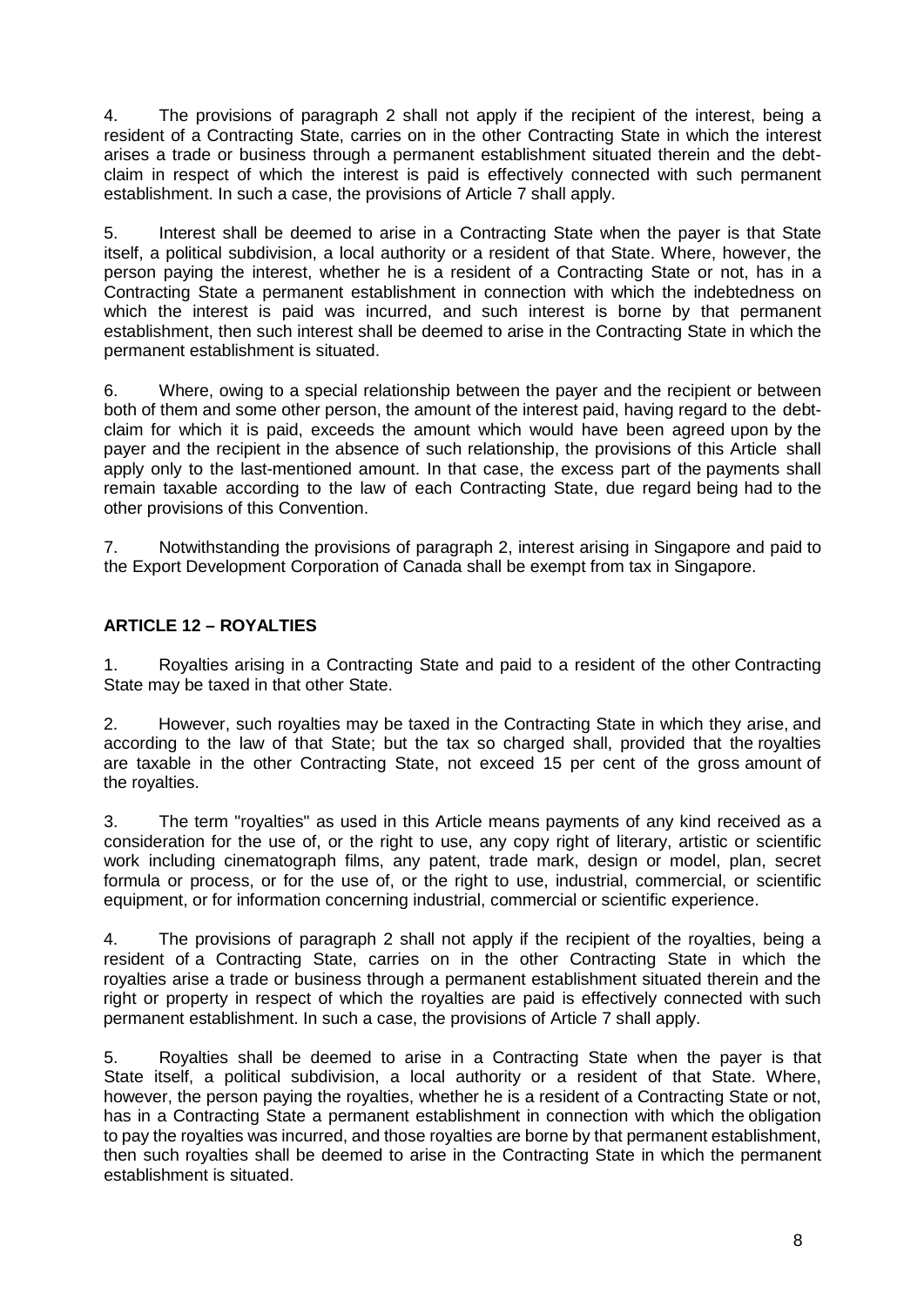4. The provisions of paragraph 2 shall not apply if the recipient of the interest, being a resident of a Contracting State, carries on in the other Contracting State in which the interest arises a trade or business through a permanent establishment situated therein and the debt-claim in respect of which the interest is paid is effectively connected with such permanent establishment. In such a case, the provisions of Article 7 shall apply.

5. Interest shall be deemed to arise in a Contracting State when the payer is that State itself, a political subdivision, a local authority or a resident of that State. Where, however, the person paying the interest, whether he is a resident of a Contracting State or not, has in a Contracting State a permanent establishment in connection with which the indebtedness on which the interest is paid was incurred, and such interest is borne by that permanent establishment, then such interest shall be deemed to arise in the Contracting State in which the permanent establishment is situated.

6. Where, owing to a special relationship between the payer and the recipient or between both of them and some other person, the amount of the interest paid, having regard to the debt-claim for which it is paid, exceeds the amount which would have been agreed upon by the payer and the recipient in the absence of such relationship, the provisions of this Article shall apply only to the last-mentioned amount. In that case, the excess part of the payments shall remain taxable according to the law of each Contracting State, due regard being had to the other provisions of this Convention.

7. Notwithstanding the provisions of paragraph 2, interest arising in Singapore and paid to the Export Development Corporation of Canada shall be exempt from tax in Singapore.

## ARTICLE 12 – ROYALTIES

1. Royalties arising in a Contracting State and paid to a resident of the other Contracting State may be taxed in that other State.

2. However, such royalties may be taxed in the Contracting State in which they arise, and according to the law of that State; but the tax so charged shall, provided that the royalties are taxable in the other Contracting State, not exceed 15 per cent of the gross amount of the royalties.

3. The term "royalties" as used in this Article means payments of any kind received as a consideration for the use of, or the right to use, any copy right of literary, artistic or scientific work including cinematograph films, any patent, trade mark, design or model, plan, secret formula or process, or for the use of, or the right to use, industrial, commercial, or scientific equipment, or for information concerning industrial, commercial or scientific experience.

4. The provisions of paragraph 2 shall not apply if the recipient of the royalties, being a resident of a Contracting State, carries on in the other Contracting State in which the royalties arise a trade or business through a permanent establishment situated therein and the right or property in respect of which the royalties are paid is effectively connected with such permanent establishment. In such a case, the provisions of Article 7 shall apply.

5. Royalties shall be deemed to arise in a Contracting State when the payer is that State itself, a political subdivision, a local authority or a resident of that State. Where, however, the person paying the royalties, whether he is a resident of a Contracting State or not, has in a Contracting State a permanent establishment in connection with which the obligation to pay the royalties was incurred, and those royalties are borne by that permanent establishment, then such royalties shall be deemed to arise in the Contracting State in which the permanent establishment is situated.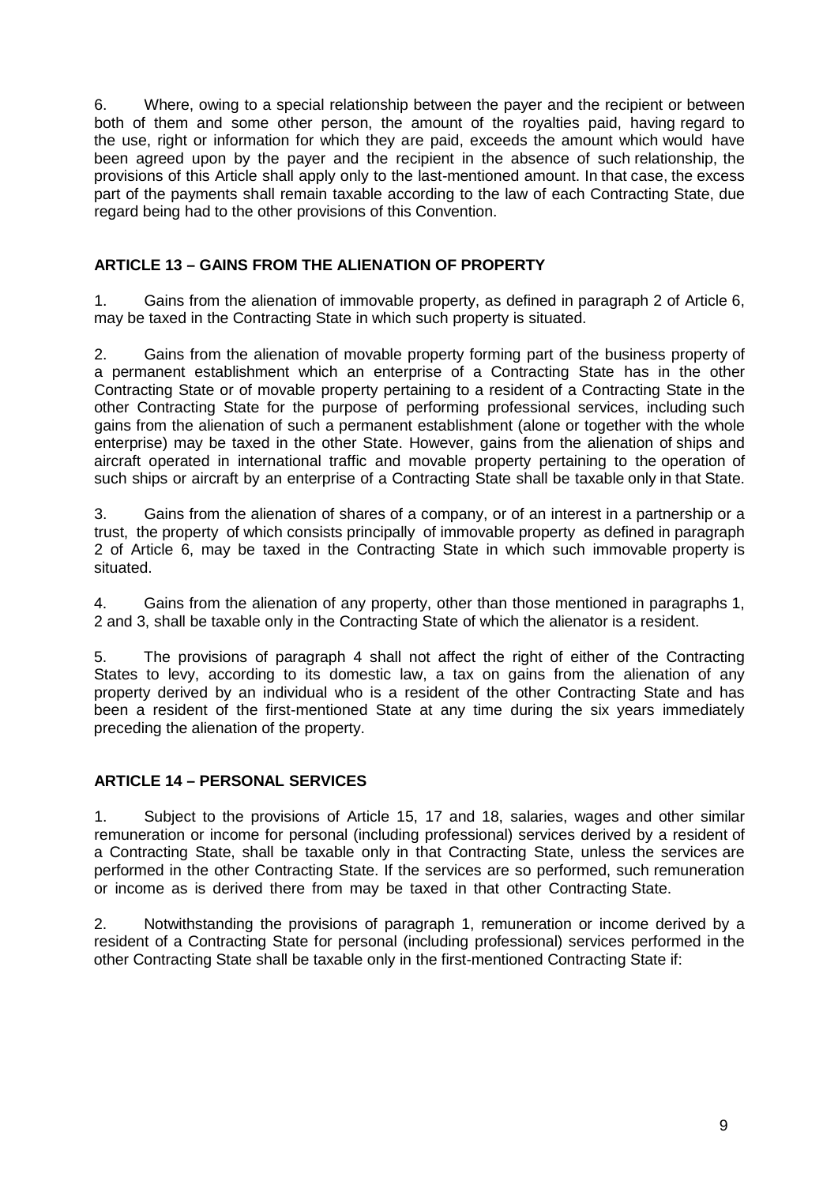6. Where, owing to a special relationship between the payer and the recipient or between both of them and some other person, the amount of the royalties paid, having regard to the use, right or information for which they are paid, exceeds the amount which would have been agreed upon by the payer and the recipient in the absence of such relationship, the provisions of this Article shall apply only to the last-mentioned amount. In that case, the excess part of the payments shall remain taxable according to the law of each Contracting State, due regard being had to the other provisions of this Convention.

## ARTICLE 13 – GAINS FROM THE ALIENATION OF PROPERTY

1. Gains from the alienation of immovable property, as defined in paragraph 2 of Article 6, may be taxed in the Contracting State in which such property is situated.

2. Gains from the alienation of movable property forming part of the business property of a permanent establishment which an enterprise of a Contracting State has in the other Contracting State or of movable property pertaining to a resident of a Contracting State in the other Contracting State for the purpose of performing professional services, including such gains from the alienation of such a permanent establishment (alone or together with the whole enterprise) may be taxed in the other State. However, gains from the alienation of ships and aircraft operated in international traffic and movable property pertaining to the operation of such ships or aircraft by an enterprise of a Contracting State shall be taxable only in that State.

3. Gains from the alienation of shares of a company, or of an interest in a partnership or a trust, the property of which consists principally of immovable property as defined in paragraph 2 of Article 6, may be taxed in the Contracting State in which such immovable property is situated.

4. Gains from the alienation of any property, other than those mentioned in paragraphs 1, 2 and 3, shall be taxable only in the Contracting State of which the alienator is a resident.

5. The provisions of paragraph 4 shall not affect the right of either of the Contracting States to levy, according to its domestic law, a tax on gains from the alienation of any property derived by an individual who is a resident of the other Contracting State and has been a resident of the first-mentioned State at any time during the six years immediately preceding the alienation of the property.

## ARTICLE 14 – PERSONAL SERVICES

1. Subject to the provisions of Article 15, 17 and 18, salaries, wages and other similar remuneration or income for personal (including professional) services derived by a resident of a Contracting State, shall be taxable only in that Contracting State, unless the services are performed in the other Contracting State. If the services are so performed, such remuneration or income as is derived there from may be taxed in that other Contracting State.

2. Notwithstanding the provisions of paragraph 1, remuneration or income derived by a resident of a Contracting State for personal (including professional) services performed in the other Contracting State shall be taxable only in the first-mentioned Contracting State if: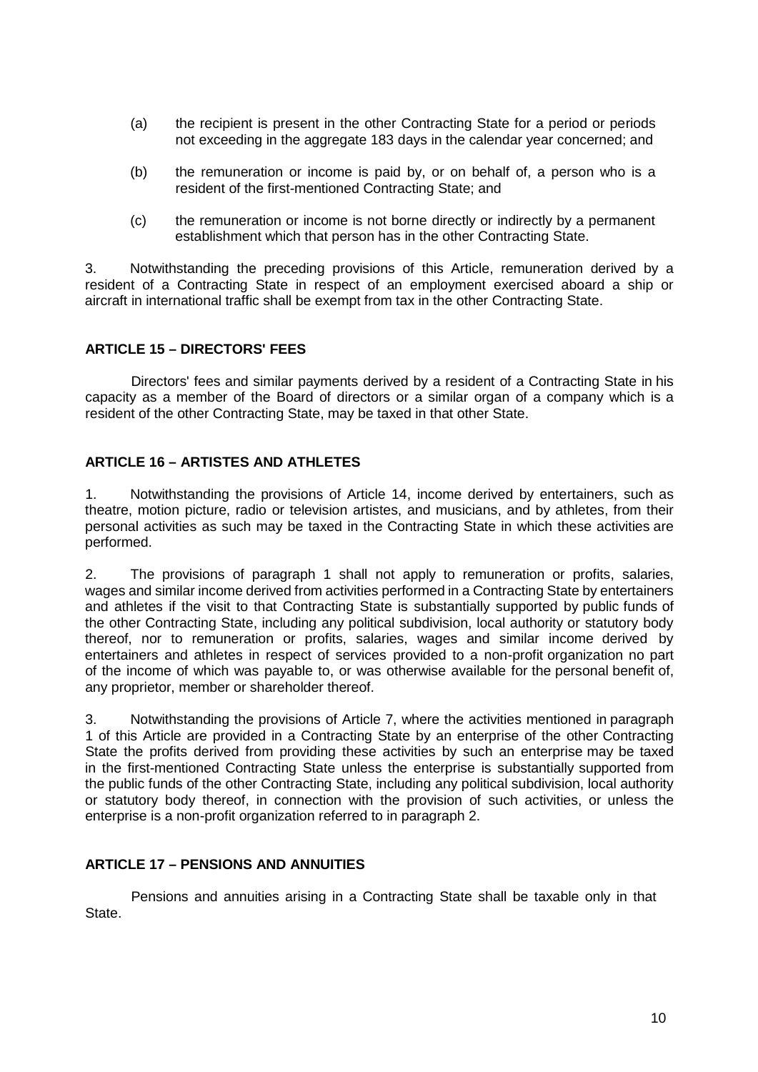(a) the recipient is present in the other Contracting State for a period or periods not exceeding in the aggregate 183 days in the calendar year concerned; and

(b) the remuneration or income is paid by, or on behalf of, a person who is a resident of the first-mentioned Contracting State; and

(c) the remuneration or income is not borne directly or indirectly by a permanent establishment which that person has in the other Contracting State.

3. Notwithstanding the preceding provisions of this Article, remuneration derived by a resident of a Contracting State in respect of an employment exercised aboard a ship or aircraft in international traffic shall be exempt from tax in the other Contracting State.

**ARTICLE 15 – DIRECTORS' FEES**

Directors' fees and similar payments derived by a resident of a Contracting State in his capacity as a member of the Board of directors or a similar organ of a company which is a resident of the other Contracting State, may be taxed in that other State.

**ARTICLE 16 – ARTISTES AND ATHLETES**

1. Notwithstanding the provisions of Article 14, income derived by entertainers, such as theatre, motion picture, radio or television artistes, and musicians, and by athletes, from their personal activities as such may be taxed in the Contracting State in which these activities are performed.

2. The provisions of paragraph 1 shall not apply to remuneration or profits, salaries, wages and similar income derived from activities performed in a Contracting State by entertainers and athletes if the visit to that Contracting State is substantially supported by public funds of the other Contracting State, including any political subdivision, local authority or statutory body thereof, nor to remuneration or profits, salaries, wages and similar income derived by entertainers and athletes in respect of services provided to a non-profit organization no part of the income of which was payable to, or was otherwise available for the personal benefit of, any proprietor, member or shareholder thereof.

3. Notwithstanding the provisions of Article 7, where the activities mentioned in paragraph 1 of this Article are provided in a Contracting State by an enterprise of the other Contracting State the profits derived from providing these activities by such an enterprise may be taxed in the first-mentioned Contracting State unless the enterprise is substantially supported from the public funds of the other Contracting State, including any political subdivision, local authority or statutory body thereof, in connection with the provision of such activities, or unless the enterprise is a non-profit organization referred to in paragraph 2.

**ARTICLE 17 – PENSIONS AND ANNUITIES**

Pensions and annuities arising in a Contracting State shall be taxable only in that State.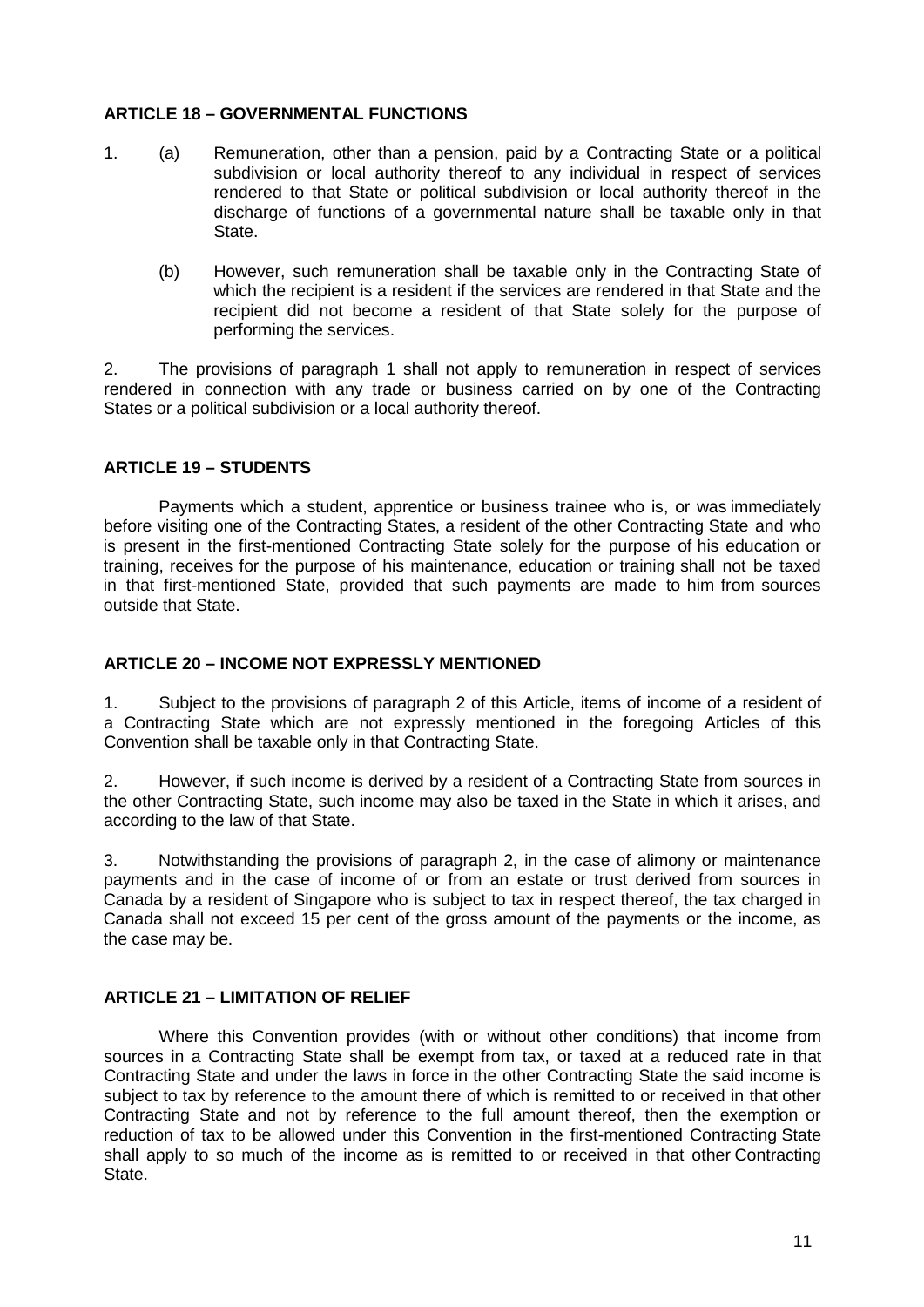**ARTICLE 18 – GOVERNMENTAL FUNCTIONS**

1. (a) Remuneration, other than a pension, paid by a Contracting State or a political subdivision or local authority thereof to any individual in respect of services rendered to that State or political subdivision or local authority thereof in the discharge of functions of a governmental nature shall be taxable only in that State.

   (b) However, such remuneration shall be taxable only in the Contracting State of which the recipient is a resident if the services are rendered in that State and the recipient did not become a resident of that State solely for the purpose of performing the services.

2. The provisions of paragraph 1 shall not apply to remuneration in respect of services rendered in connection with any trade or business carried on by one of the Contracting States or a political subdivision or a local authority thereof.

**ARTICLE 19 – STUDENTS**

Payments which a student, apprentice or business trainee who is, or was immediately before visiting one of the Contracting States, a resident of the other Contracting State and who is present in the first-mentioned Contracting State solely for the purpose of his education or training, receives for the purpose of his maintenance, education or training shall not be taxed in that first-mentioned State, provided that such payments are made to him from sources outside that State.

**ARTICLE 20 – INCOME NOT EXPRESSLY MENTIONED**

1. Subject to the provisions of paragraph 2 of this Article, items of income of a resident of a Contracting State which are not expressly mentioned in the foregoing Articles of this Convention shall be taxable only in that Contracting State.

2. However, if such income is derived by a resident of a Contracting State from sources in the other Contracting State, such income may also be taxed in the State in which it arises, and according to the law of that State.

3. Notwithstanding the provisions of paragraph 2, in the case of alimony or maintenance payments and in the case of income of or from an estate or trust derived from sources in Canada by a resident of Singapore who is subject to tax in respect thereof, the tax charged in Canada shall not exceed 15 per cent of the gross amount of the payments or the income, as the case may be.

**ARTICLE 21 – LIMITATION OF RELIEF**

Where this Convention provides (with or without other conditions) that income from sources in a Contracting State shall be exempt from tax, or taxed at a reduced rate in that Contracting State and under the laws in force in the other Contracting State the said income is subject to tax by reference to the amount there of which is remitted to or received in that other Contracting State and not by reference to the full amount thereof, then the exemption or reduction of tax to be allowed under this Convention in the first-mentioned Contracting State shall apply to so much of the income as is remitted to or received in that other Contracting State.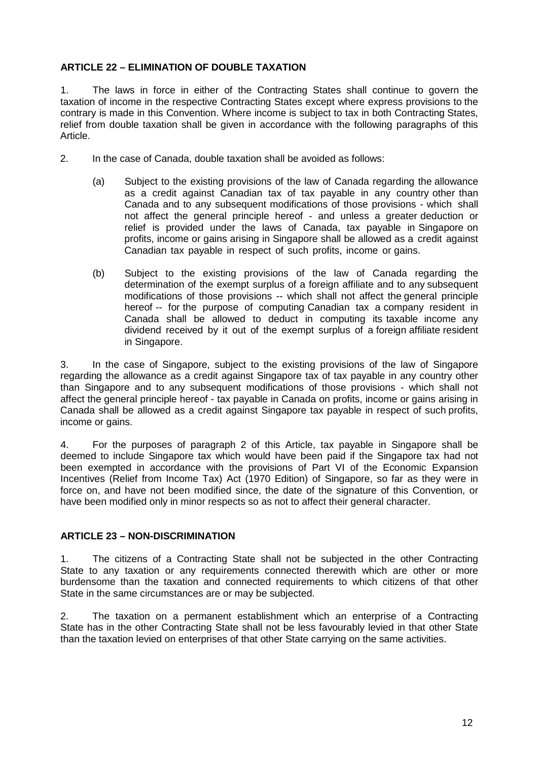## ARTICLE 22 – ELIMINATION OF DOUBLE TAXATION

1. The laws in force in either of the Contracting States shall continue to govern the taxation of income in the respective Contracting States except where express provisions to the contrary is made in this Convention. Where income is subject to tax in both Contracting States, relief from double taxation shall be given in accordance with the following paragraphs of this Article.

2. In the case of Canada, double taxation shall be avoided as follows:

   (a) Subject to the existing provisions of the law of Canada regarding the allowance as a credit against Canadian tax of tax payable in any country other than Canada and to any subsequent modifications of those provisions - which shall not affect the general principle hereof - and unless a greater deduction or relief is provided under the laws of Canada, tax payable in Singapore on profits, income or gains arising in Singapore shall be allowed as a credit against Canadian tax payable in respect of such profits, income or gains.

   (b) Subject to the existing provisions of the law of Canada regarding the determination of the exempt surplus of a foreign affiliate and to any subsequent modifications of those provisions -- which shall not affect the general principle hereof -- for the purpose of computing Canadian tax a company resident in Canada shall be allowed to deduct in computing its taxable income any dividend received by it out of the exempt surplus of a foreign affiliate resident in Singapore.

3. In the case of Singapore, subject to the existing provisions of the law of Singapore regarding the allowance as a credit against Singapore tax of tax payable in any country other than Singapore and to any subsequent modifications of those provisions - which shall not affect the general principle hereof - tax payable in Canada on profits, income or gains arising in Canada shall be allowed as a credit against Singapore tax payable in respect of such profits, income or gains.

4. For the purposes of paragraph 2 of this Article, tax payable in Singapore shall be deemed to include Singapore tax which would have been paid if the Singapore tax had not been exempted in accordance with the provisions of Part VI of the Economic Expansion Incentives (Relief from Income Tax) Act (1970 Edition) of Singapore, so far as they were in force on, and have not been modified since, the date of the signature of this Convention, or have been modified only in minor respects so as not to affect their general character.

## ARTICLE 23 – NON-DISCRIMINATION

1. The citizens of a Contracting State shall not be subjected in the other Contracting State to any taxation or any requirements connected therewith which are other or more burdensome than the taxation and connected requirements to which citizens of that other State in the same circumstances are or may be subjected.

2. The taxation on a permanent establishment which an enterprise of a Contracting State has in the other Contracting State shall not be less favourably levied in that other State than the taxation levied on enterprises of that other State carrying on the same activities.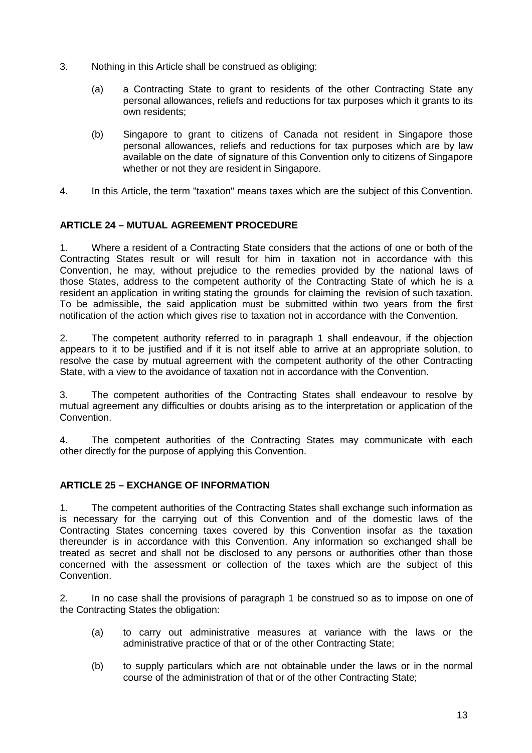3. Nothing in this Article shall be construed as obliging:

   (a) a Contracting State to grant to residents of the other Contracting State any personal allowances, reliefs and reductions for tax purposes which it grants to its own residents;

   (b) Singapore to grant to citizens of Canada not resident in Singapore those personal allowances, reliefs and reductions for tax purposes which are by law available on the date of signature of this Convention only to citizens of Singapore whether or not they are resident in Singapore.

4. In this Article, the term "taxation" means taxes which are the subject of this Convention.

### ARTICLE 24 – MUTUAL AGREEMENT PROCEDURE

1. Where a resident of a Contracting State considers that the actions of one or both of the Contracting States result or will result for him in taxation not in accordance with this Convention, he may, without prejudice to the remedies provided by the national laws of those States, address to the competent authority of the Contracting State of which he is a resident an application in writing stating the grounds for claiming the revision of such taxation. To be admissible, the said application must be submitted within two years from the first notification of the action which gives rise to taxation not in accordance with the Convention.

2. The competent authority referred to in paragraph 1 shall endeavour, if the objection appears to it to be justified and if it is not itself able to arrive at an appropriate solution, to resolve the case by mutual agreement with the competent authority of the other Contracting State, with a view to the avoidance of taxation not in accordance with the Convention.

3. The competent authorities of the Contracting States shall endeavour to resolve by mutual agreement any difficulties or doubts arising as to the interpretation or application of the Convention.

4. The competent authorities of the Contracting States may communicate with each other directly for the purpose of applying this Convention.

### ARTICLE 25 – EXCHANGE OF INFORMATION

1. The competent authorities of the Contracting States shall exchange such information as is necessary for the carrying out of this Convention and of the domestic laws of the Contracting States concerning taxes covered by this Convention insofar as the taxation thereunder is in accordance with this Convention. Any information so exchanged shall be treated as secret and shall not be disclosed to any persons or authorities other than those concerned with the assessment or collection of the taxes which are the subject of this Convention.

2. In no case shall the provisions of paragraph 1 be construed so as to impose on one of the Contracting States the obligation:

   (a) to carry out administrative measures at variance with the laws or the administrative practice of that or of the other Contracting State;

   (b) to supply particulars which are not obtainable under the laws or in the normal course of the administration of that or of the other Contracting State;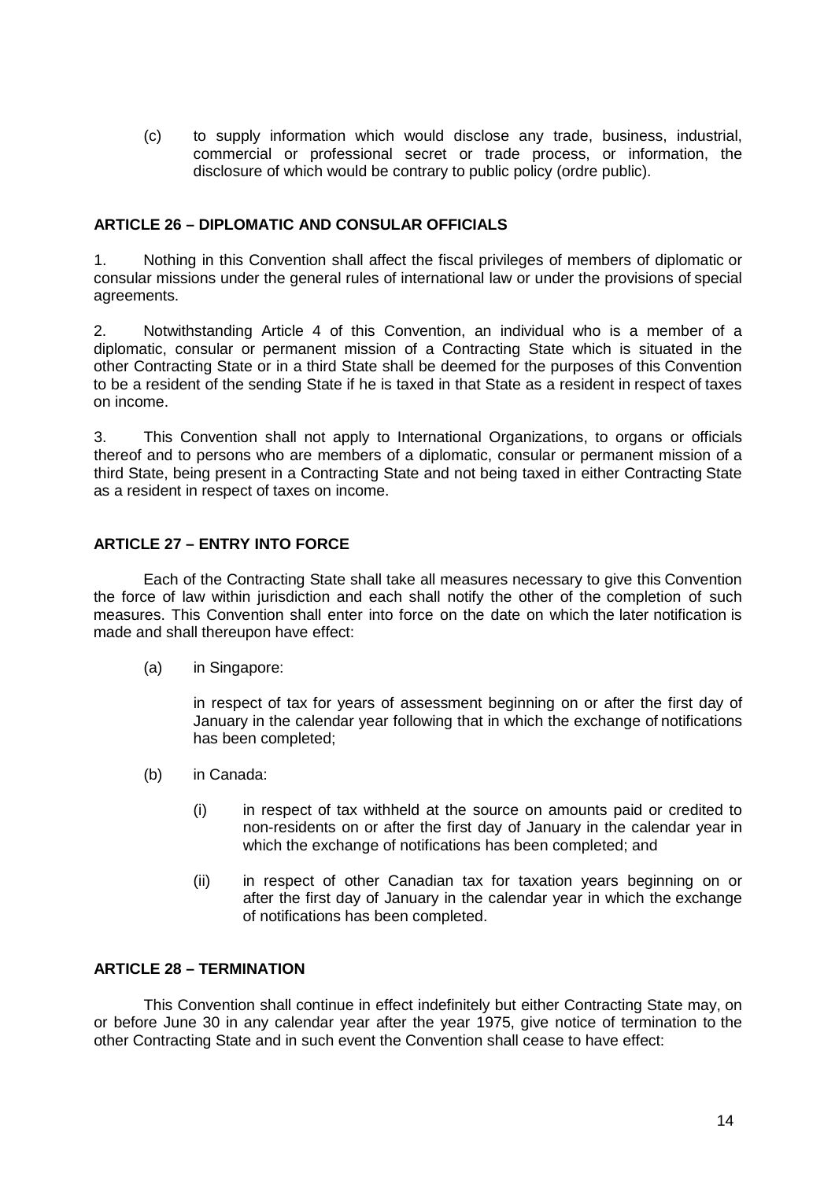(c) to supply information which would disclose any trade, business, industrial, commercial or professional secret or trade process, or information, the disclosure of which would be contrary to public policy (ordre public).

**ARTICLE 26 – DIPLOMATIC AND CONSULAR OFFICIALS**

1. Nothing in this Convention shall affect the fiscal privileges of members of diplomatic or consular missions under the general rules of international law or under the provisions of special agreements.

2. Notwithstanding Article 4 of this Convention, an individual who is a member of a diplomatic, consular or permanent mission of a Contracting State which is situated in the other Contracting State or in a third State shall be deemed for the purposes of this Convention to be a resident of the sending State if he is taxed in that State as a resident in respect of taxes on income.

3. This Convention shall not apply to International Organizations, to organs or officials thereof and to persons who are members of a diplomatic, consular or permanent mission of a third State, being present in a Contracting State and not being taxed in either Contracting State as a resident in respect of taxes on income.

**ARTICLE 27 – ENTRY INTO FORCE**

Each of the Contracting State shall take all measures necessary to give this Convention the force of law within jurisdiction and each shall notify the other of the completion of such measures. This Convention shall enter into force on the date on which the later notification is made and shall thereupon have effect:

(a) in Singapore:

in respect of tax for years of assessment beginning on or after the first day of January in the calendar year following that in which the exchange of notifications has been completed;

(b) in Canada:

(i) in respect of tax withheld at the source on amounts paid or credited to non-residents on or after the first day of January in the calendar year in which the exchange of notifications has been completed; and

(ii) in respect of other Canadian tax for taxation years beginning on or after the first day of January in the calendar year in which the exchange of notifications has been completed.

**ARTICLE 28 – TERMINATION**

This Convention shall continue in effect indefinitely but either Contracting State may, on or before June 30 in any calendar year after the year 1975, give notice of termination to the other Contracting State and in such event the Convention shall cease to have effect: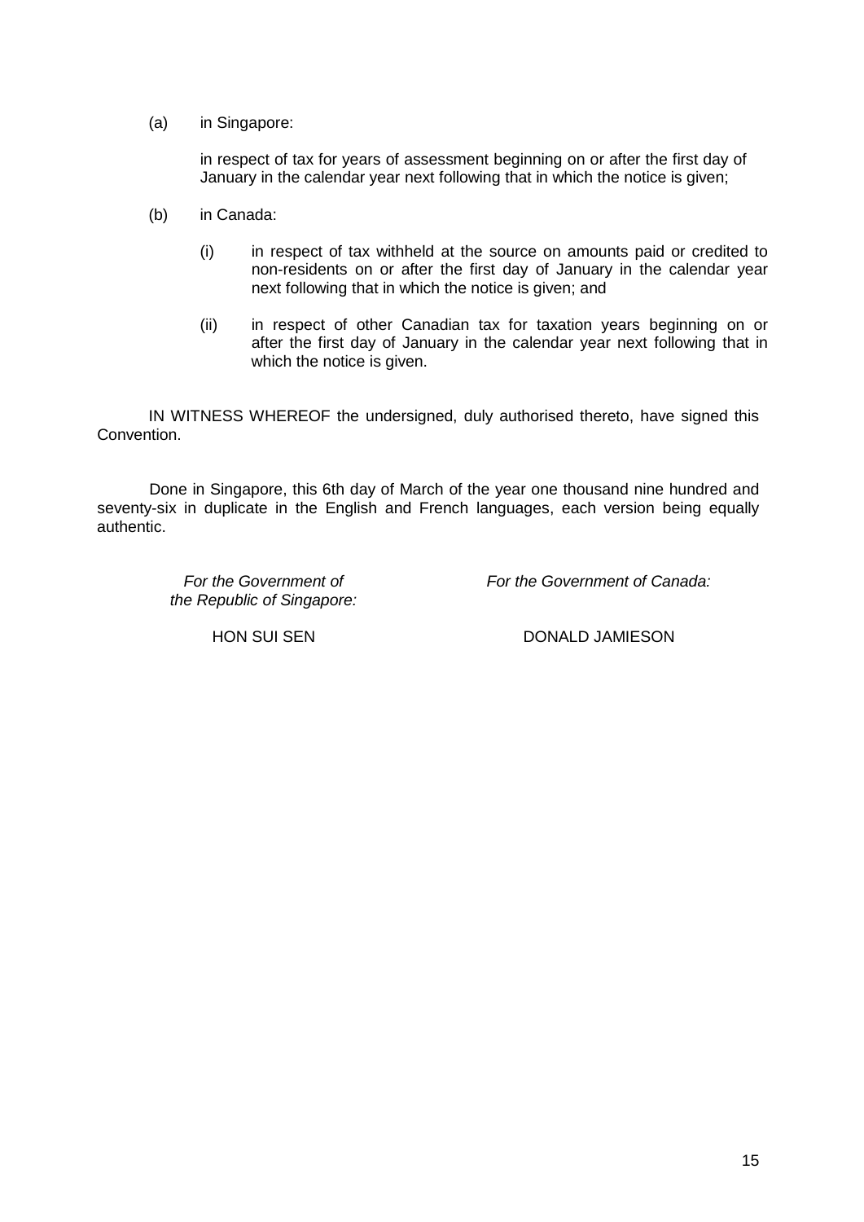(a) in Singapore:

in respect of tax for years of assessment beginning on or after the first day of January in the calendar year next following that in which the notice is given;

(b) in Canada:

(i) in respect of tax withheld at the source on amounts paid or credited to non-residents on or after the first day of January in the calendar year next following that in which the notice is given; and

(ii) in respect of other Canadian tax for taxation years beginning on or after the first day of January in the calendar year next following that in which the notice is given.

IN WITNESS WHEREOF the undersigned, duly authorised thereto, have signed this Convention.

Done in Singapore, this 6th day of March of the year one thousand nine hundred and seventy-six in duplicate in the English and French languages, each version being equally authentic.

*For the Government of the Republic of Singapore:*

HON SUI SEN

*For the Government of Canada:*

DONALD JAMIESON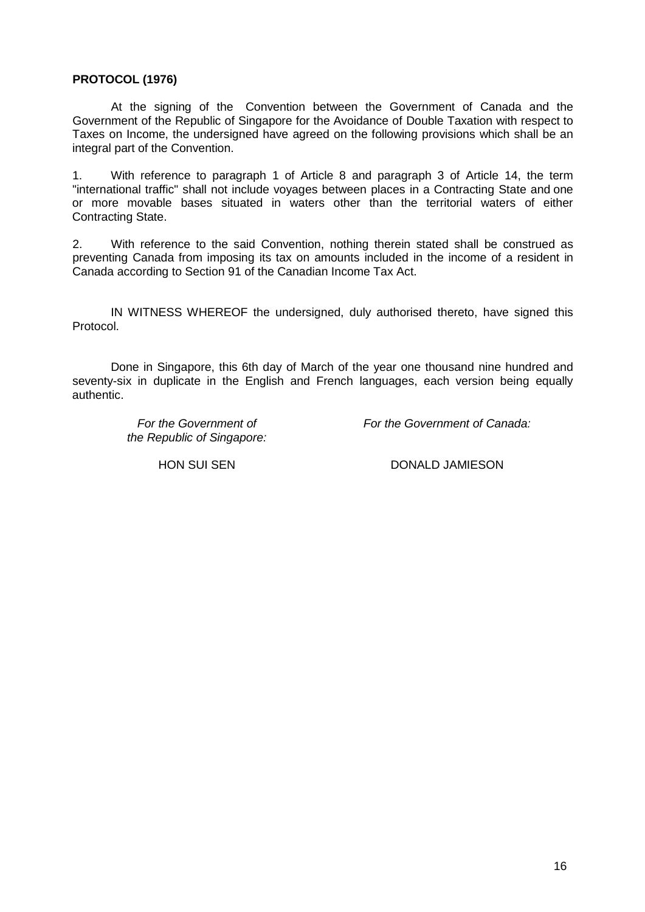**PROTOCOL (1976)**

At the signing of the Convention between the Government of Canada and the Government of the Republic of Singapore for the Avoidance of Double Taxation with respect to Taxes on Income, the undersigned have agreed on the following provisions which shall be an integral part of the Convention.

1. With reference to paragraph 1 of Article 8 and paragraph 3 of Article 14, the term "international traffic" shall not include voyages between places in a Contracting State and one or more movable bases situated in waters other than the territorial waters of either Contracting State.

2. With reference to the said Convention, nothing therein stated shall be construed as preventing Canada from imposing its tax on amounts included in the income of a resident in Canada according to Section 91 of the Canadian Income Tax Act.

IN WITNESS WHEREOF the undersigned, duly authorised thereto, have signed this Protocol.

Done in Singapore, this 6th day of March of the year one thousand nine hundred and seventy-six in duplicate in the English and French languages, each version being equally authentic.

| *For the Government of the Republic of Singapore:* | *For the Government of Canada:* |
| --- | --- |
| HON SUI SEN | DONALD JAMIESON |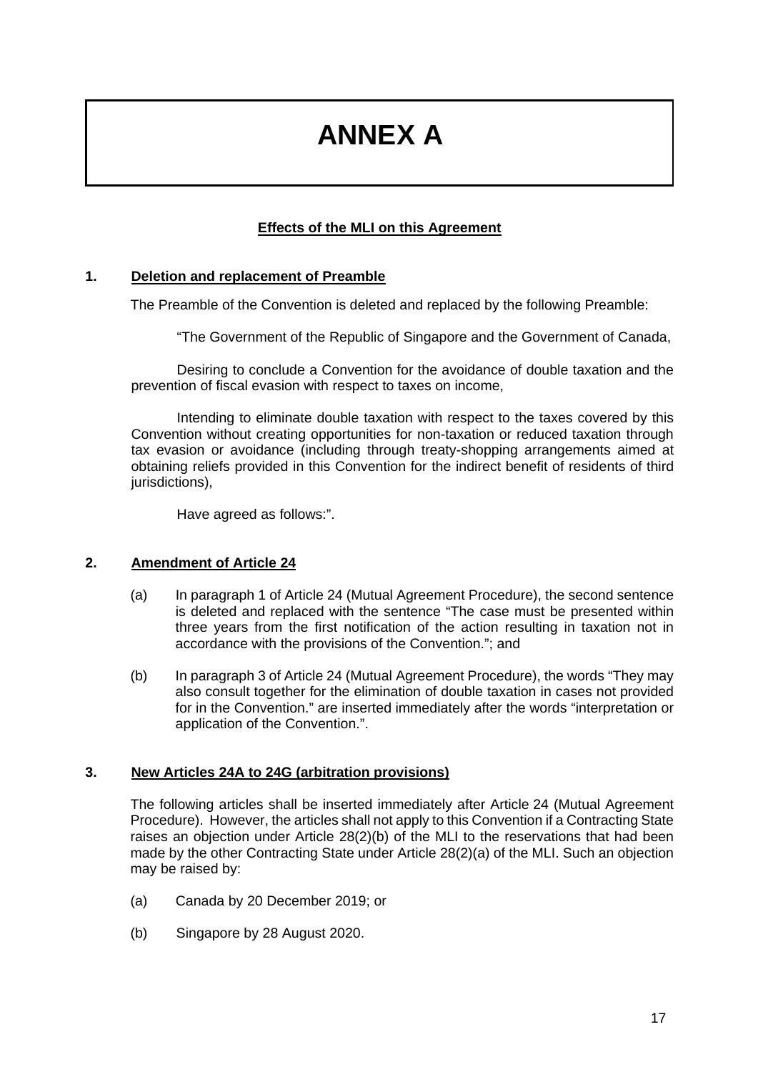# ANNEX A

**Effects of the MLI on this Agreement**

## 1. Deletion and replacement of Preamble

The Preamble of the Convention is deleted and replaced by the following Preamble:

"The Government of the Republic of Singapore and the Government of Canada,

Desiring to conclude a Convention for the avoidance of double taxation and the prevention of fiscal evasion with respect to taxes on income,

Intending to eliminate double taxation with respect to the taxes covered by this Convention without creating opportunities for non-taxation or reduced taxation through tax evasion or avoidance (including through treaty-shopping arrangements aimed at obtaining reliefs provided in this Convention for the indirect benefit of residents of third jurisdictions),

Have agreed as follows:".

## 2. Amendment of Article 24

(a) In paragraph 1 of Article 24 (Mutual Agreement Procedure), the second sentence is deleted and replaced with the sentence "The case must be presented within three years from the first notification of the action resulting in taxation not in accordance with the provisions of the Convention."; and

(b) In paragraph 3 of Article 24 (Mutual Agreement Procedure), the words "They may also consult together for the elimination of double taxation in cases not provided for in the Convention." are inserted immediately after the words "interpretation or application of the Convention.".

## 3. New Articles 24A to 24G (arbitration provisions)

The following articles shall be inserted immediately after Article 24 (Mutual Agreement Procedure). However, the articles shall not apply to this Convention if a Contracting State raises an objection under Article 28(2)(b) of the MLI to the reservations that had been made by the other Contracting State under Article 28(2)(a) of the MLI. Such an objection may be raised by:

(a) Canada by 20 December 2019; or

(b) Singapore by 28 August 2020.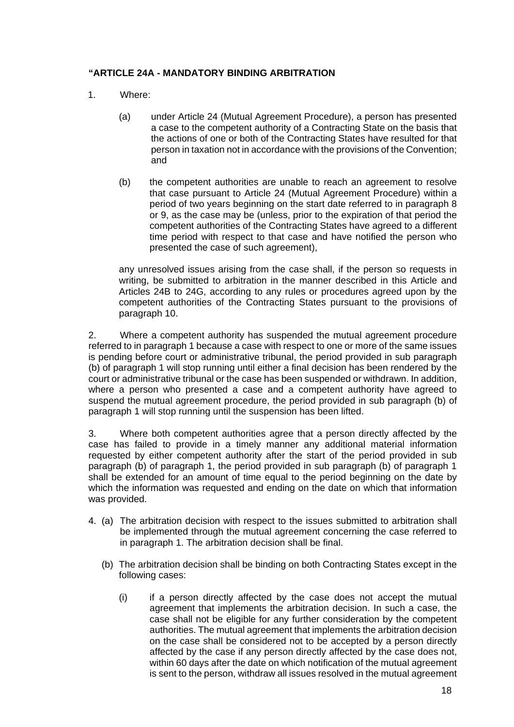**"ARTICLE 24A - MANDATORY BINDING ARBITRATION**

1. Where:

   (a) under Article 24 (Mutual Agreement Procedure), a person has presented a case to the competent authority of a Contracting State on the basis that the actions of one or both of the Contracting States have resulted for that person in taxation not in accordance with the provisions of the Convention; and

   (b) the competent authorities are unable to reach an agreement to resolve that case pursuant to Article 24 (Mutual Agreement Procedure) within a period of two years beginning on the start date referred to in paragraph 8 or 9, as the case may be (unless, prior to the expiration of that period the competent authorities of the Contracting States have agreed to a different time period with respect to that case and have notified the person who presented the case of such agreement),

   any unresolved issues arising from the case shall, if the person so requests in writing, be submitted to arbitration in the manner described in this Article and Articles 24B to 24G, according to any rules or procedures agreed upon by the competent authorities of the Contracting States pursuant to the provisions of paragraph 10.

2. Where a competent authority has suspended the mutual agreement procedure referred to in paragraph 1 because a case with respect to one or more of the same issues is pending before court or administrative tribunal, the period provided in sub paragraph (b) of paragraph 1 will stop running until either a final decision has been rendered by the court or administrative tribunal or the case has been suspended or withdrawn. In addition, where a person who presented a case and a competent authority have agreed to suspend the mutual agreement procedure, the period provided in sub paragraph (b) of paragraph 1 will stop running until the suspension has been lifted.

3. Where both competent authorities agree that a person directly affected by the case has failed to provide in a timely manner any additional material information requested by either competent authority after the start of the period provided in sub paragraph (b) of paragraph 1, the period provided in sub paragraph (b) of paragraph 1 shall be extended for an amount of time equal to the period beginning on the date by which the information was requested and ending on the date on which that information was provided.

4. (a) The arbitration decision with respect to the issues submitted to arbitration shall be implemented through the mutual agreement concerning the case referred to in paragraph 1. The arbitration decision shall be final.

   (b) The arbitration decision shall be binding on both Contracting States except in the following cases:

      (i) if a person directly affected by the case does not accept the mutual agreement that implements the arbitration decision. In such a case, the case shall not be eligible for any further consideration by the competent authorities. The mutual agreement that implements the arbitration decision on the case shall be considered not to be accepted by a person directly affected by the case if any person directly affected by the case does not, within 60 days after the date on which notification of the mutual agreement is sent to the person, withdraw all issues resolved in the mutual agreement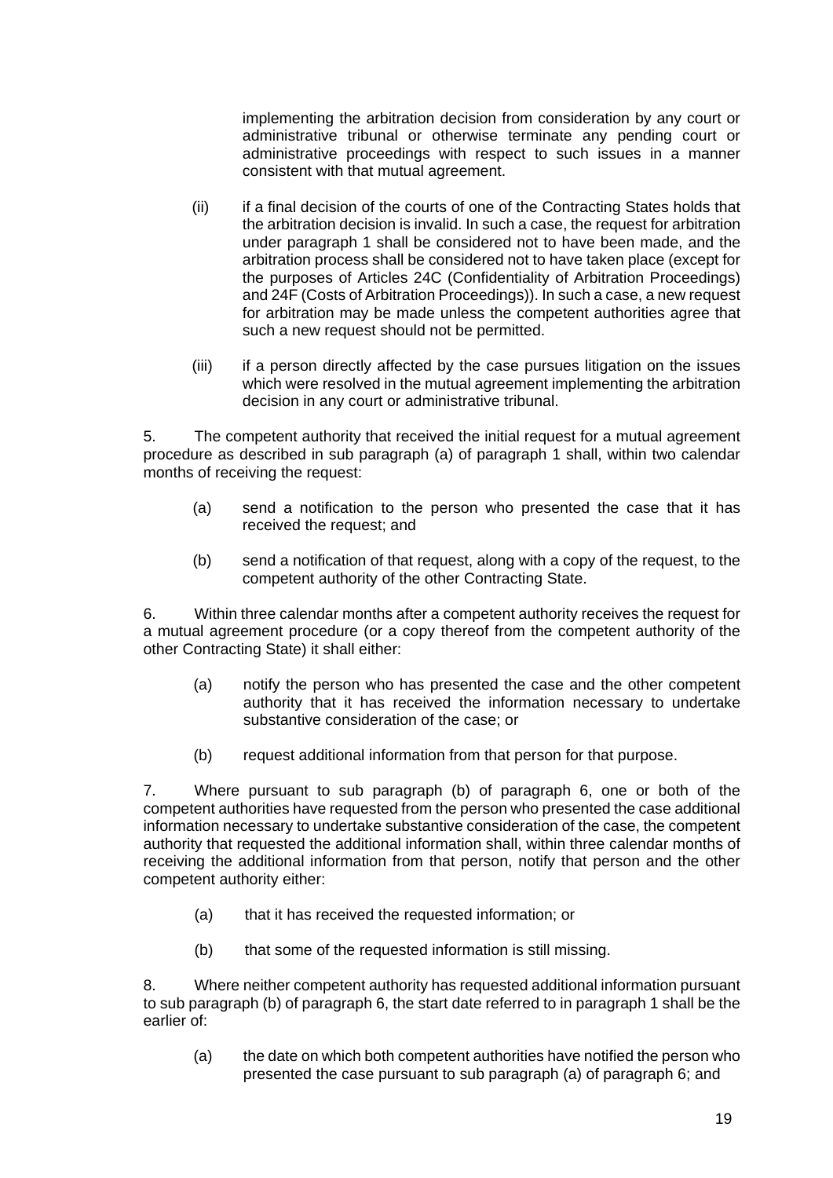implementing the arbitration decision from consideration by any court or administrative tribunal or otherwise terminate any pending court or administrative proceedings with respect to such issues in a manner consistent with that mutual agreement.

(ii) if a final decision of the courts of one of the Contracting States holds that the arbitration decision is invalid. In such a case, the request for arbitration under paragraph 1 shall be considered not to have been made, and the arbitration process shall be considered not to have taken place (except for the purposes of Articles 24C (Confidentiality of Arbitration Proceedings) and 24F (Costs of Arbitration Proceedings)). In such a case, a new request for arbitration may be made unless the competent authorities agree that such a new request should not be permitted.

(iii) if a person directly affected by the case pursues litigation on the issues which were resolved in the mutual agreement implementing the arbitration decision in any court or administrative tribunal.

5. The competent authority that received the initial request for a mutual agreement procedure as described in sub paragraph (a) of paragraph 1 shall, within two calendar months of receiving the request:

(a) send a notification to the person who presented the case that it has received the request; and

(b) send a notification of that request, along with a copy of the request, to the competent authority of the other Contracting State.

6. Within three calendar months after a competent authority receives the request for a mutual agreement procedure (or a copy thereof from the competent authority of the other Contracting State) it shall either:

(a) notify the person who has presented the case and the other competent authority that it has received the information necessary to undertake substantive consideration of the case; or

(b) request additional information from that person for that purpose.

7. Where pursuant to sub paragraph (b) of paragraph 6, one or both of the competent authorities have requested from the person who presented the case additional information necessary to undertake substantive consideration of the case, the competent authority that requested the additional information shall, within three calendar months of receiving the additional information from that person, notify that person and the other competent authority either:

(a) that it has received the requested information; or

(b) that some of the requested information is still missing.

8. Where neither competent authority has requested additional information pursuant to sub paragraph (b) of paragraph 6, the start date referred to in paragraph 1 shall be the earlier of:

(a) the date on which both competent authorities have notified the person who presented the case pursuant to sub paragraph (a) of paragraph 6; and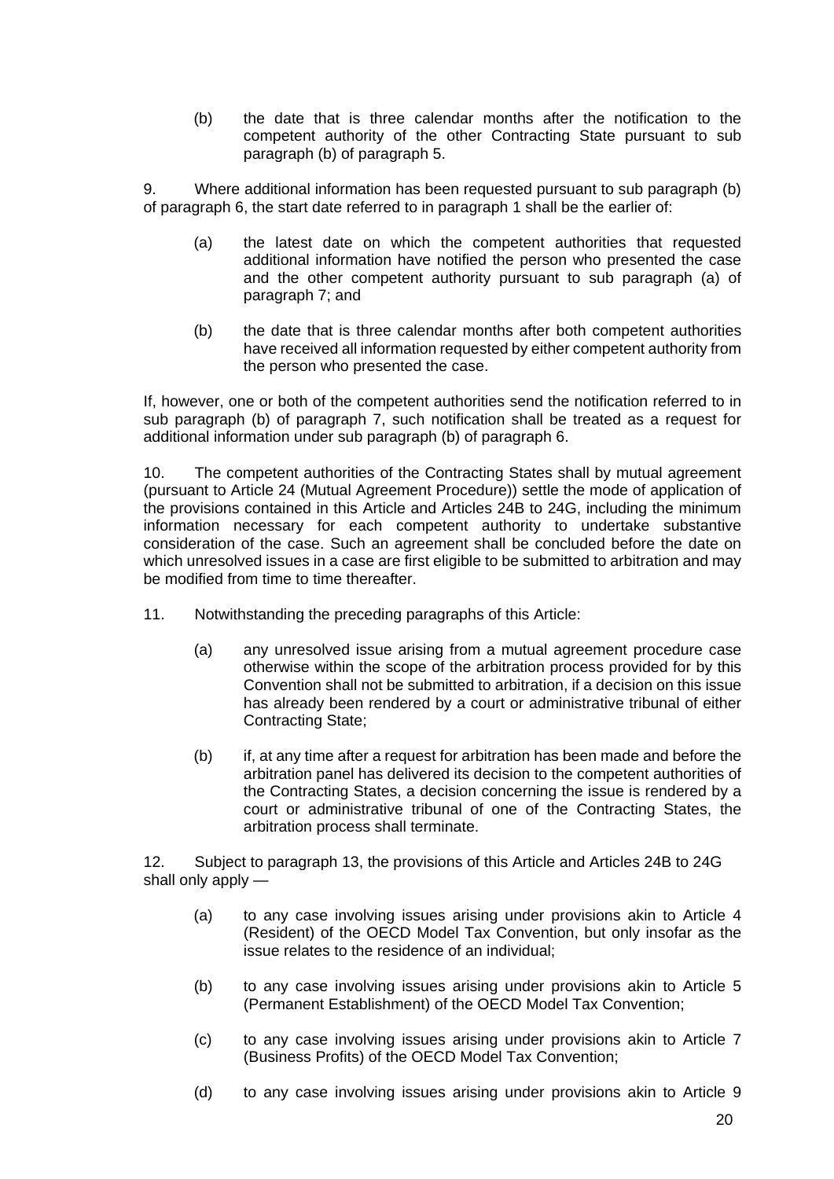(b) the date that is three calendar months after the notification to the competent authority of the other Contracting State pursuant to sub paragraph (b) of paragraph 5.

9. Where additional information has been requested pursuant to sub paragraph (b) of paragraph 6, the start date referred to in paragraph 1 shall be the earlier of:

(a) the latest date on which the competent authorities that requested additional information have notified the person who presented the case and the other competent authority pursuant to sub paragraph (a) of paragraph 7; and

(b) the date that is three calendar months after both competent authorities have received all information requested by either competent authority from the person who presented the case.

If, however, one or both of the competent authorities send the notification referred to in sub paragraph (b) of paragraph 7, such notification shall be treated as a request for additional information under sub paragraph (b) of paragraph 6.

10. The competent authorities of the Contracting States shall by mutual agreement (pursuant to Article 24 (Mutual Agreement Procedure)) settle the mode of application of the provisions contained in this Article and Articles 24B to 24G, including the minimum information necessary for each competent authority to undertake substantive consideration of the case. Such an agreement shall be concluded before the date on which unresolved issues in a case are first eligible to be submitted to arbitration and may be modified from time to time thereafter.

11. Notwithstanding the preceding paragraphs of this Article:

(a) any unresolved issue arising from a mutual agreement procedure case otherwise within the scope of the arbitration process provided for by this Convention shall not be submitted to arbitration, if a decision on this issue has already been rendered by a court or administrative tribunal of either Contracting State;

(b) if, at any time after a request for arbitration has been made and before the arbitration panel has delivered its decision to the competent authorities of the Contracting States, a decision concerning the issue is rendered by a court or administrative tribunal of one of the Contracting States, the arbitration process shall terminate.

12. Subject to paragraph 13, the provisions of this Article and Articles 24B to 24G shall only apply —

(a) to any case involving issues arising under provisions akin to Article 4 (Resident) of the OECD Model Tax Convention, but only insofar as the issue relates to the residence of an individual;

(b) to any case involving issues arising under provisions akin to Article 5 (Permanent Establishment) of the OECD Model Tax Convention;

(c) to any case involving issues arising under provisions akin to Article 7 (Business Profits) of the OECD Model Tax Convention;

(d) to any case involving issues arising under provisions akin to Article 9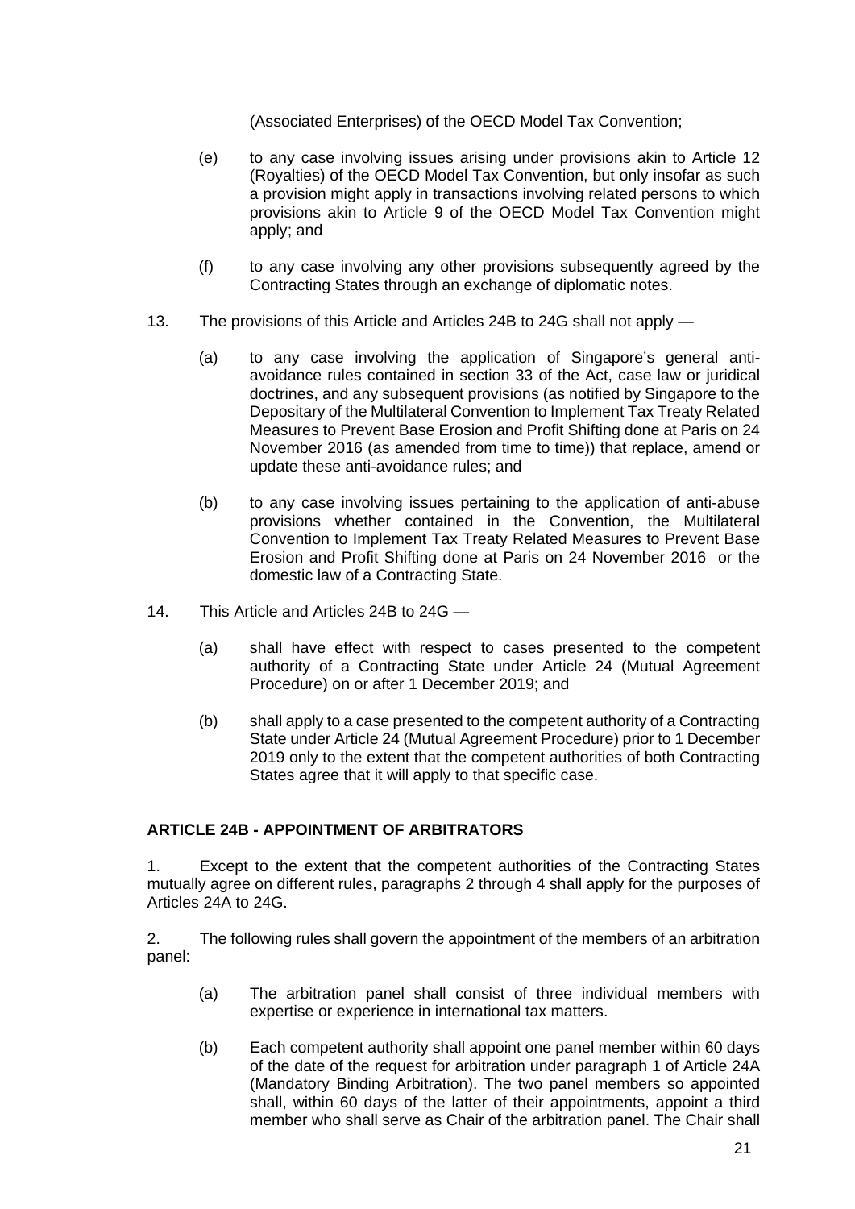(Associated Enterprises) of the OECD Model Tax Convention;

(e) to any case involving issues arising under provisions akin to Article 12 (Royalties) of the OECD Model Tax Convention, but only insofar as such a provision might apply in transactions involving related persons to which provisions akin to Article 9 of the OECD Model Tax Convention might apply; and

(f) to any case involving any other provisions subsequently agreed by the Contracting States through an exchange of diplomatic notes.

13. The provisions of this Article and Articles 24B to 24G shall not apply —

(a) to any case involving the application of Singapore's general anti-avoidance rules contained in section 33 of the Act, case law or juridical doctrines, and any subsequent provisions (as notified by Singapore to the Depositary of the Multilateral Convention to Implement Tax Treaty Related Measures to Prevent Base Erosion and Profit Shifting done at Paris on 24 November 2016 (as amended from time to time)) that replace, amend or update these anti-avoidance rules; and

(b) to any case involving issues pertaining to the application of anti-abuse provisions whether contained in the Convention, the Multilateral Convention to Implement Tax Treaty Related Measures to Prevent Base Erosion and Profit Shifting done at Paris on 24 November 2016 or the domestic law of a Contracting State.

14. This Article and Articles 24B to 24G —

(a) shall have effect with respect to cases presented to the competent authority of a Contracting State under Article 24 (Mutual Agreement Procedure) on or after 1 December 2019; and

(b) shall apply to a case presented to the competent authority of a Contracting State under Article 24 (Mutual Agreement Procedure) prior to 1 December 2019 only to the extent that the competent authorities of both Contracting States agree that it will apply to that specific case.

## ARTICLE 24B - APPOINTMENT OF ARBITRATORS

1. Except to the extent that the competent authorities of the Contracting States mutually agree on different rules, paragraphs 2 through 4 shall apply for the purposes of Articles 24A to 24G.

2. The following rules shall govern the appointment of the members of an arbitration panel:

(a) The arbitration panel shall consist of three individual members with expertise or experience in international tax matters.

(b) Each competent authority shall appoint one panel member within 60 days of the date of the request for arbitration under paragraph 1 of Article 24A (Mandatory Binding Arbitration). The two panel members so appointed shall, within 60 days of the latter of their appointments, appoint a third member who shall serve as Chair of the arbitration panel. The Chair shall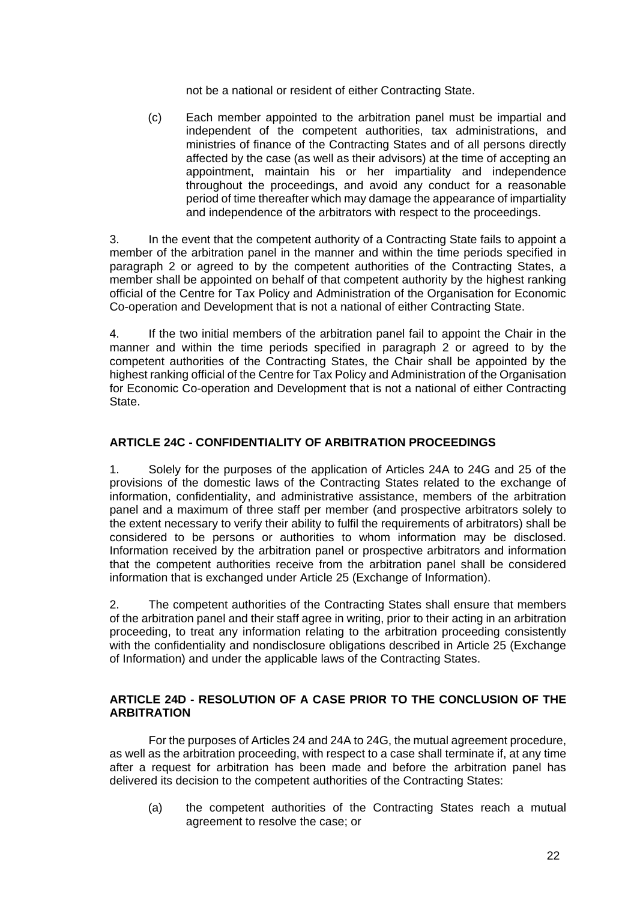not be a national or resident of either Contracting State.

(c) Each member appointed to the arbitration panel must be impartial and independent of the competent authorities, tax administrations, and ministries of finance of the Contracting States and of all persons directly affected by the case (as well as their advisors) at the time of accepting an appointment, maintain his or her impartiality and independence throughout the proceedings, and avoid any conduct for a reasonable period of time thereafter which may damage the appearance of impartiality and independence of the arbitrators with respect to the proceedings.

3. In the event that the competent authority of a Contracting State fails to appoint a member of the arbitration panel in the manner and within the time periods specified in paragraph 2 or agreed to by the competent authorities of the Contracting States, a member shall be appointed on behalf of that competent authority by the highest ranking official of the Centre for Tax Policy and Administration of the Organisation for Economic Co-operation and Development that is not a national of either Contracting State.

4. If the two initial members of the arbitration panel fail to appoint the Chair in the manner and within the time periods specified in paragraph 2 or agreed to by the competent authorities of the Contracting States, the Chair shall be appointed by the highest ranking official of the Centre for Tax Policy and Administration of the Organisation for Economic Co-operation and Development that is not a national of either Contracting State.

## ARTICLE 24C - CONFIDENTIALITY OF ARBITRATION PROCEEDINGS

1. Solely for the purposes of the application of Articles 24A to 24G and 25 of the provisions of the domestic laws of the Contracting States related to the exchange of information, confidentiality, and administrative assistance, members of the arbitration panel and a maximum of three staff per member (and prospective arbitrators solely to the extent necessary to verify their ability to fulfil the requirements of arbitrators) shall be considered to be persons or authorities to whom information may be disclosed. Information received by the arbitration panel or prospective arbitrators and information that the competent authorities receive from the arbitration panel shall be considered information that is exchanged under Article 25 (Exchange of Information).

2. The competent authorities of the Contracting States shall ensure that members of the arbitration panel and their staff agree in writing, prior to their acting in an arbitration proceeding, to treat any information relating to the arbitration proceeding consistently with the confidentiality and nondisclosure obligations described in Article 25 (Exchange of Information) and under the applicable laws of the Contracting States.

## ARTICLE 24D - RESOLUTION OF A CASE PRIOR TO THE CONCLUSION OF THE ARBITRATION

For the purposes of Articles 24 and 24A to 24G, the mutual agreement procedure, as well as the arbitration proceeding, with respect to a case shall terminate if, at any time after a request for arbitration has been made and before the arbitration panel has delivered its decision to the competent authorities of the Contracting States:

(a) the competent authorities of the Contracting States reach a mutual agreement to resolve the case; or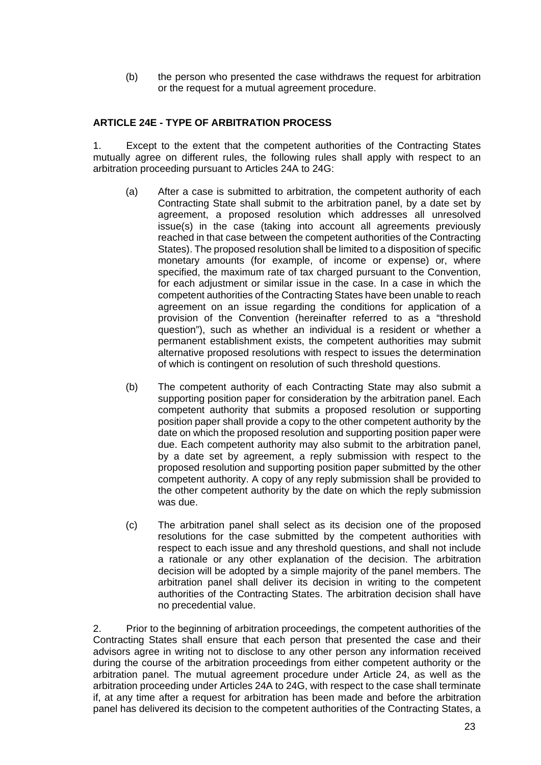(b) the person who presented the case withdraws the request for arbitration or the request for a mutual agreement procedure.

## ARTICLE 24E - TYPE OF ARBITRATION PROCESS

1. Except to the extent that the competent authorities of the Contracting States mutually agree on different rules, the following rules shall apply with respect to an arbitration proceeding pursuant to Articles 24A to 24G:

(a) After a case is submitted to arbitration, the competent authority of each Contracting State shall submit to the arbitration panel, by a date set by agreement, a proposed resolution which addresses all unresolved issue(s) in the case (taking into account all agreements previously reached in that case between the competent authorities of the Contracting States). The proposed resolution shall be limited to a disposition of specific monetary amounts (for example, of income or expense) or, where specified, the maximum rate of tax charged pursuant to the Convention, for each adjustment or similar issue in the case. In a case in which the competent authorities of the Contracting States have been unable to reach agreement on an issue regarding the conditions for application of a provision of the Convention (hereinafter referred to as a "threshold question"), such as whether an individual is a resident or whether a permanent establishment exists, the competent authorities may submit alternative proposed resolutions with respect to issues the determination of which is contingent on resolution of such threshold questions.

(b) The competent authority of each Contracting State may also submit a supporting position paper for consideration by the arbitration panel. Each competent authority that submits a proposed resolution or supporting position paper shall provide a copy to the other competent authority by the date on which the proposed resolution and supporting position paper were due. Each competent authority may also submit to the arbitration panel, by a date set by agreement, a reply submission with respect to the proposed resolution and supporting position paper submitted by the other competent authority. A copy of any reply submission shall be provided to the other competent authority by the date on which the reply submission was due.

(c) The arbitration panel shall select as its decision one of the proposed resolutions for the case submitted by the competent authorities with respect to each issue and any threshold questions, and shall not include a rationale or any other explanation of the decision. The arbitration decision will be adopted by a simple majority of the panel members. The arbitration panel shall deliver its decision in writing to the competent authorities of the Contracting States. The arbitration decision shall have no precedential value.

2. Prior to the beginning of arbitration proceedings, the competent authorities of the Contracting States shall ensure that each person that presented the case and their advisors agree in writing not to disclose to any other person any information received during the course of the arbitration proceedings from either competent authority or the arbitration panel. The mutual agreement procedure under Article 24, as well as the arbitration proceeding under Articles 24A to 24G, with respect to the case shall terminate if, at any time after a request for arbitration has been made and before the arbitration panel has delivered its decision to the competent authorities of the Contracting States, a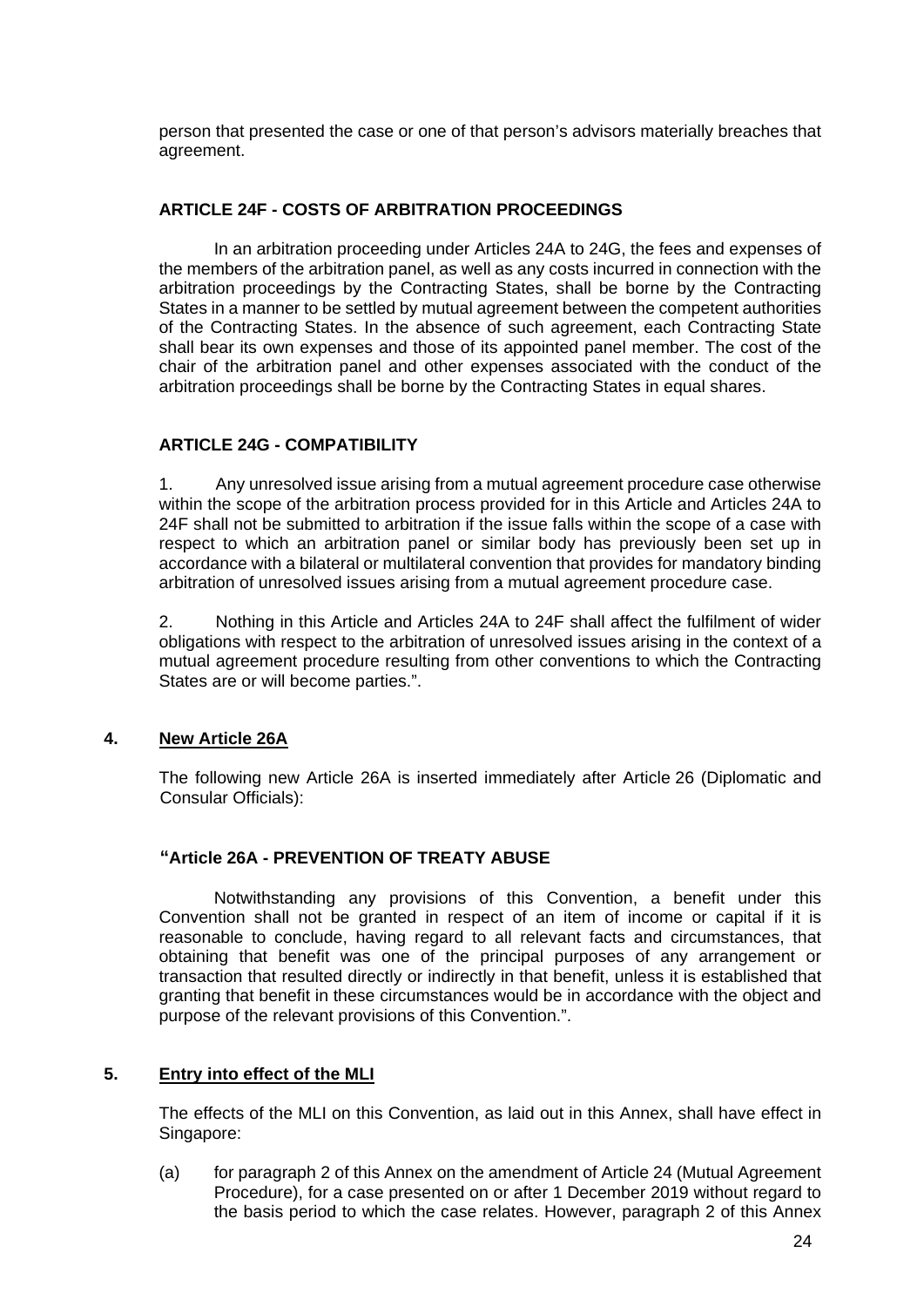person that presented the case or one of that person's advisors materially breaches that agreement.

**ARTICLE 24F - COSTS OF ARBITRATION PROCEEDINGS**

In an arbitration proceeding under Articles 24A to 24G, the fees and expenses of the members of the arbitration panel, as well as any costs incurred in connection with the arbitration proceedings by the Contracting States, shall be borne by the Contracting States in a manner to be settled by mutual agreement between the competent authorities of the Contracting States. In the absence of such agreement, each Contracting State shall bear its own expenses and those of its appointed panel member. The cost of the chair of the arbitration panel and other expenses associated with the conduct of the arbitration proceedings shall be borne by the Contracting States in equal shares.

**ARTICLE 24G - COMPATIBILITY**

1. Any unresolved issue arising from a mutual agreement procedure case otherwise within the scope of the arbitration process provided for in this Article and Articles 24A to 24F shall not be submitted to arbitration if the issue falls within the scope of a case with respect to which an arbitration panel or similar body has previously been set up in accordance with a bilateral or multilateral convention that provides for mandatory binding arbitration of unresolved issues arising from a mutual agreement procedure case.

2. Nothing in this Article and Articles 24A to 24F shall affect the fulfilment of wider obligations with respect to the arbitration of unresolved issues arising in the context of a mutual agreement procedure resulting from other conventions to which the Contracting States are or will become parties.".

**4. <u>New Article 26A</u>**

The following new Article 26A is inserted immediately after Article 26 (Diplomatic and Consular Officials):

**"Article 26A - PREVENTION OF TREATY ABUSE**

Notwithstanding any provisions of this Convention, a benefit under this Convention shall not be granted in respect of an item of income or capital if it is reasonable to conclude, having regard to all relevant facts and circumstances, that obtaining that benefit was one of the principal purposes of any arrangement or transaction that resulted directly or indirectly in that benefit, unless it is established that granting that benefit in these circumstances would be in accordance with the object and purpose of the relevant provisions of this Convention.".

**5. <u>Entry into effect of the MLI</u>**

The effects of the MLI on this Convention, as laid out in this Annex, shall have effect in Singapore:

(a) for paragraph 2 of this Annex on the amendment of Article 24 (Mutual Agreement Procedure), for a case presented on or after 1 December 2019 without regard to the basis period to which the case relates. However, paragraph 2 of this Annex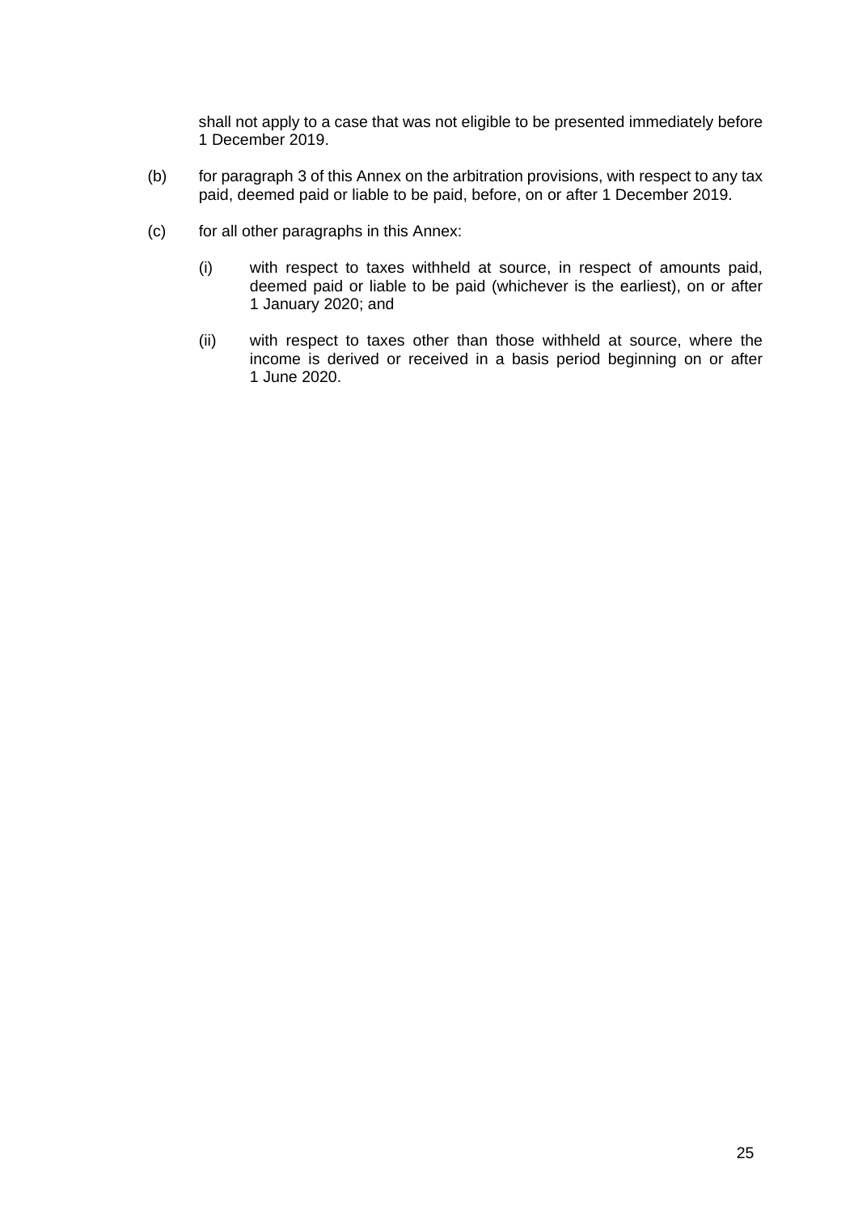shall not apply to a case that was not eligible to be presented immediately before 1 December 2019.

(b) for paragraph 3 of this Annex on the arbitration provisions, with respect to any tax paid, deemed paid or liable to be paid, before, on or after 1 December 2019.

(c) for all other paragraphs in this Annex:

   (i) with respect to taxes withheld at source, in respect of amounts paid, deemed paid or liable to be paid (whichever is the earliest), on or after 1 January 2020; and

   (ii) with respect to taxes other than those withheld at source, where the income is derived or received in a basis period beginning on or after 1 June 2020.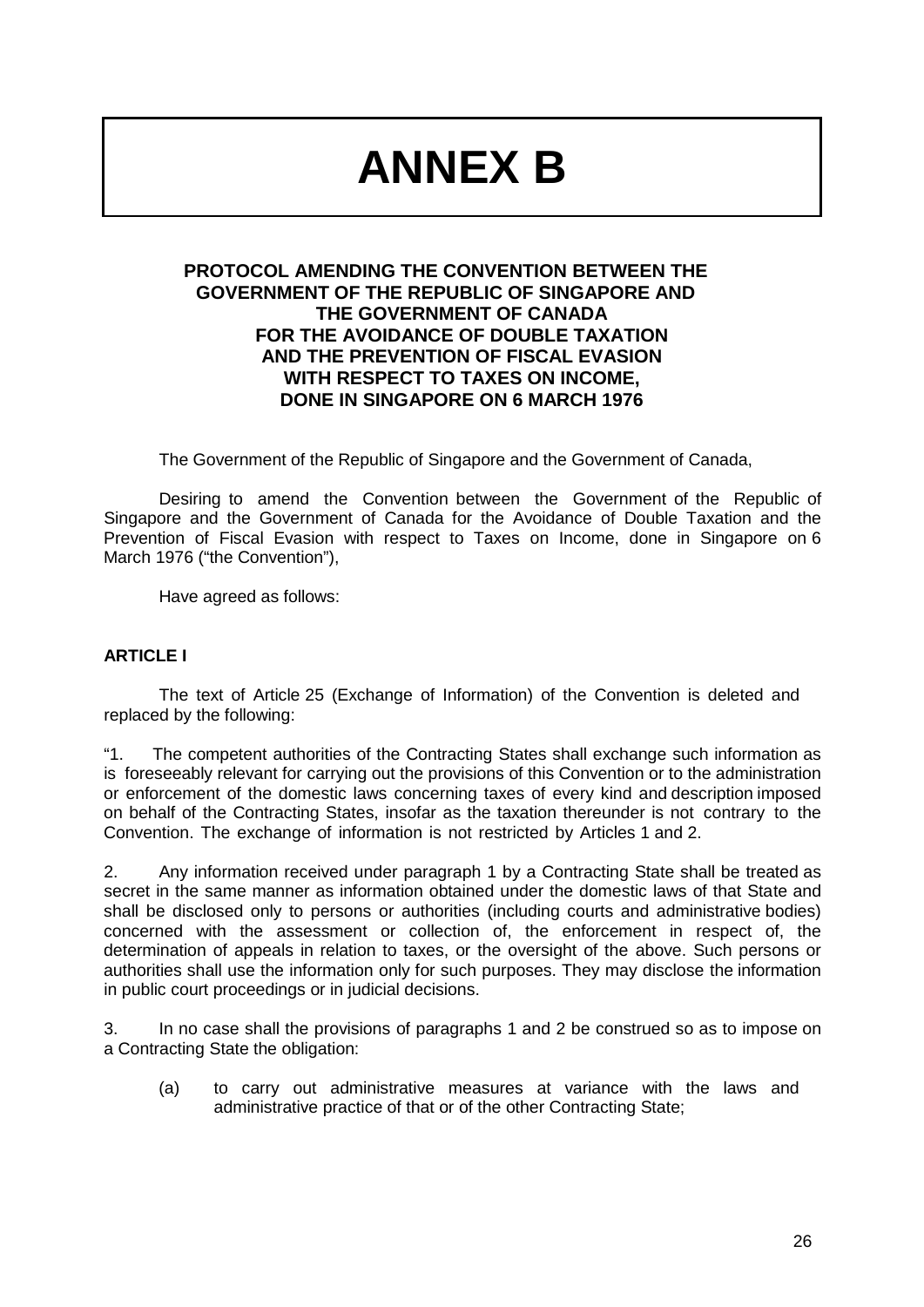# ANNEX B

**PROTOCOL AMENDING THE CONVENTION BETWEEN THE GOVERNMENT OF THE REPUBLIC OF SINGAPORE AND THE GOVERNMENT OF CANADA FOR THE AVOIDANCE OF DOUBLE TAXATION AND THE PREVENTION OF FISCAL EVASION WITH RESPECT TO TAXES ON INCOME, DONE IN SINGAPORE ON 6 MARCH 1976**

The Government of the Republic of Singapore and the Government of Canada,

Desiring to amend the Convention between the Government of the Republic of Singapore and the Government of Canada for the Avoidance of Double Taxation and the Prevention of Fiscal Evasion with respect to Taxes on Income, done in Singapore on 6 March 1976 ("the Convention"),

Have agreed as follows:

### ARTICLE I

The text of Article 25 (Exchange of Information) of the Convention is deleted and replaced by the following:

"1. The competent authorities of the Contracting States shall exchange such information as is foreseeably relevant for carrying out the provisions of this Convention or to the administration or enforcement of the domestic laws concerning taxes of every kind and description imposed on behalf of the Contracting States, insofar as the taxation thereunder is not contrary to the Convention. The exchange of information is not restricted by Articles 1 and 2.

2. Any information received under paragraph 1 by a Contracting State shall be treated as secret in the same manner as information obtained under the domestic laws of that State and shall be disclosed only to persons or authorities (including courts and administrative bodies) concerned with the assessment or collection of, the enforcement in respect of, the determination of appeals in relation to taxes, or the oversight of the above. Such persons or authorities shall use the information only for such purposes. They may disclose the information in public court proceedings or in judicial decisions.

3. In no case shall the provisions of paragraphs 1 and 2 be construed so as to impose on a Contracting State the obligation:

   (a) to carry out administrative measures at variance with the laws and administrative practice of that or of the other Contracting State;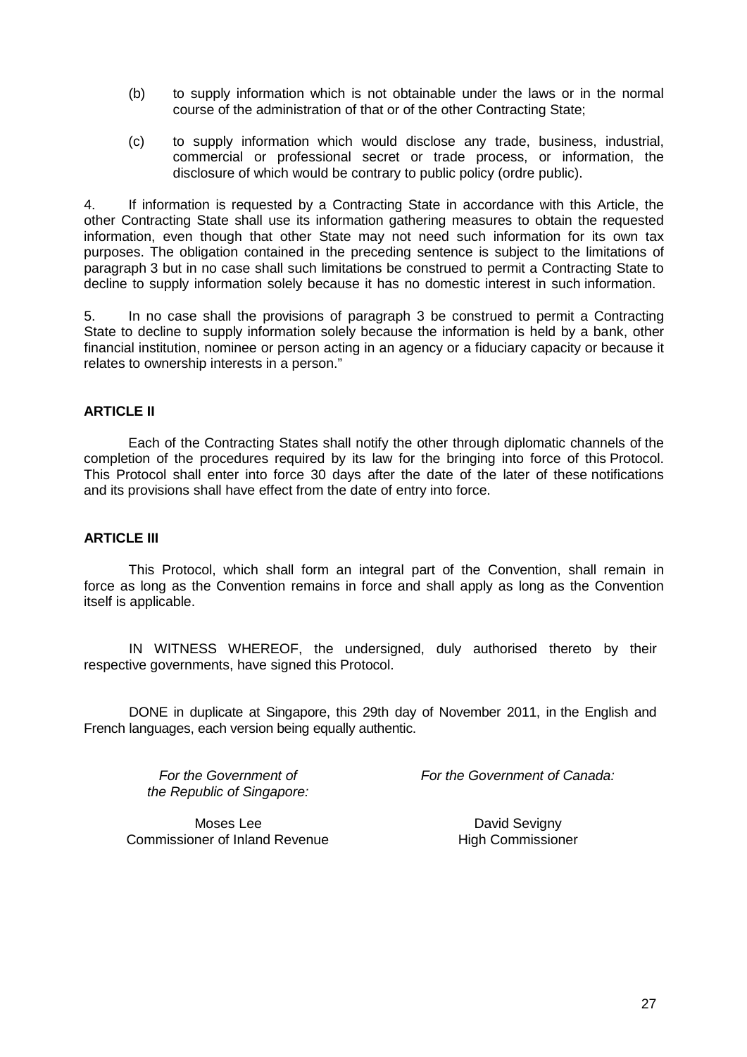(b) to supply information which is not obtainable under the laws or in the normal course of the administration of that or of the other Contracting State;

(c) to supply information which would disclose any trade, business, industrial, commercial or professional secret or trade process, or information, the disclosure of which would be contrary to public policy (ordre public).

4. If information is requested by a Contracting State in accordance with this Article, the other Contracting State shall use its information gathering measures to obtain the requested information, even though that other State may not need such information for its own tax purposes. The obligation contained in the preceding sentence is subject to the limitations of paragraph 3 but in no case shall such limitations be construed to permit a Contracting State to decline to supply information solely because it has no domestic interest in such information.

5. In no case shall the provisions of paragraph 3 be construed to permit a Contracting State to decline to supply information solely because the information is held by a bank, other financial institution, nominee or person acting in an agency or a fiduciary capacity or because it relates to ownership interests in a person."

**ARTICLE II**

Each of the Contracting States shall notify the other through diplomatic channels of the completion of the procedures required by its law for the bringing into force of this Protocol. This Protocol shall enter into force 30 days after the date of the later of these notifications and its provisions shall have effect from the date of entry into force.

**ARTICLE III**

This Protocol, which shall form an integral part of the Convention, shall remain in force as long as the Convention remains in force and shall apply as long as the Convention itself is applicable.

IN WITNESS WHEREOF, the undersigned, duly authorised thereto by their respective governments, have signed this Protocol.

DONE in duplicate at Singapore, this 29th day of November 2011, in the English and French languages, each version being equally authentic.

| | |
|---|---|
| *For the Government of the Republic of Singapore:* | *For the Government of Canada:* |
| Moses Lee<br>Commissioner of Inland Revenue | David Sevigny<br>High Commissioner |